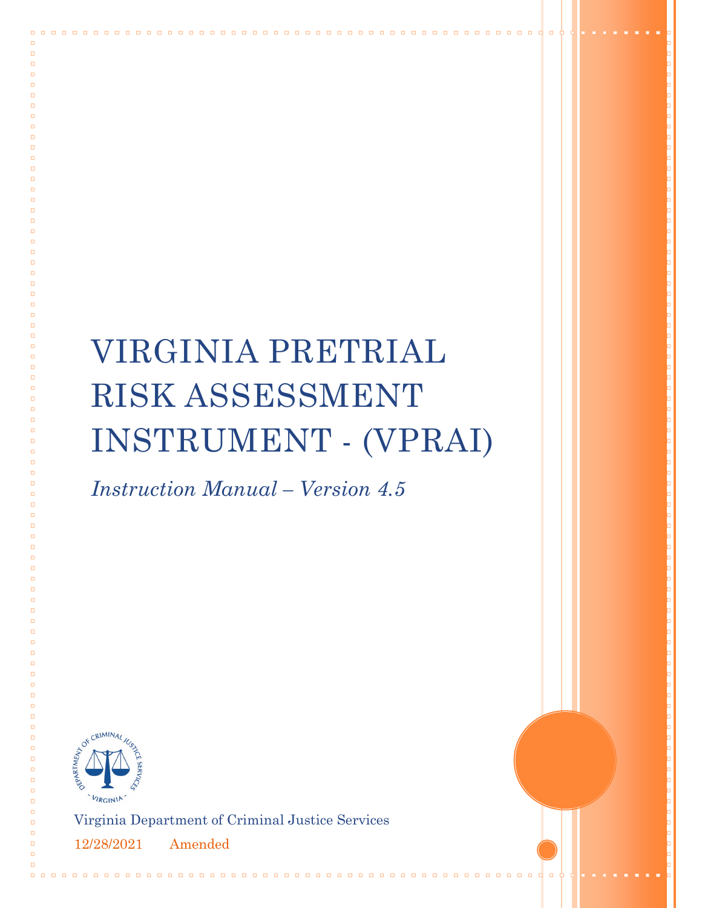# VIRGINIA PRETRIAL RISK ASSESSMENT INSTRUMENT - (VPRAI)

*Instruction Manual – Version 4.5*

Virginia Department of Criminal Justice Services

12/28/2021 Amended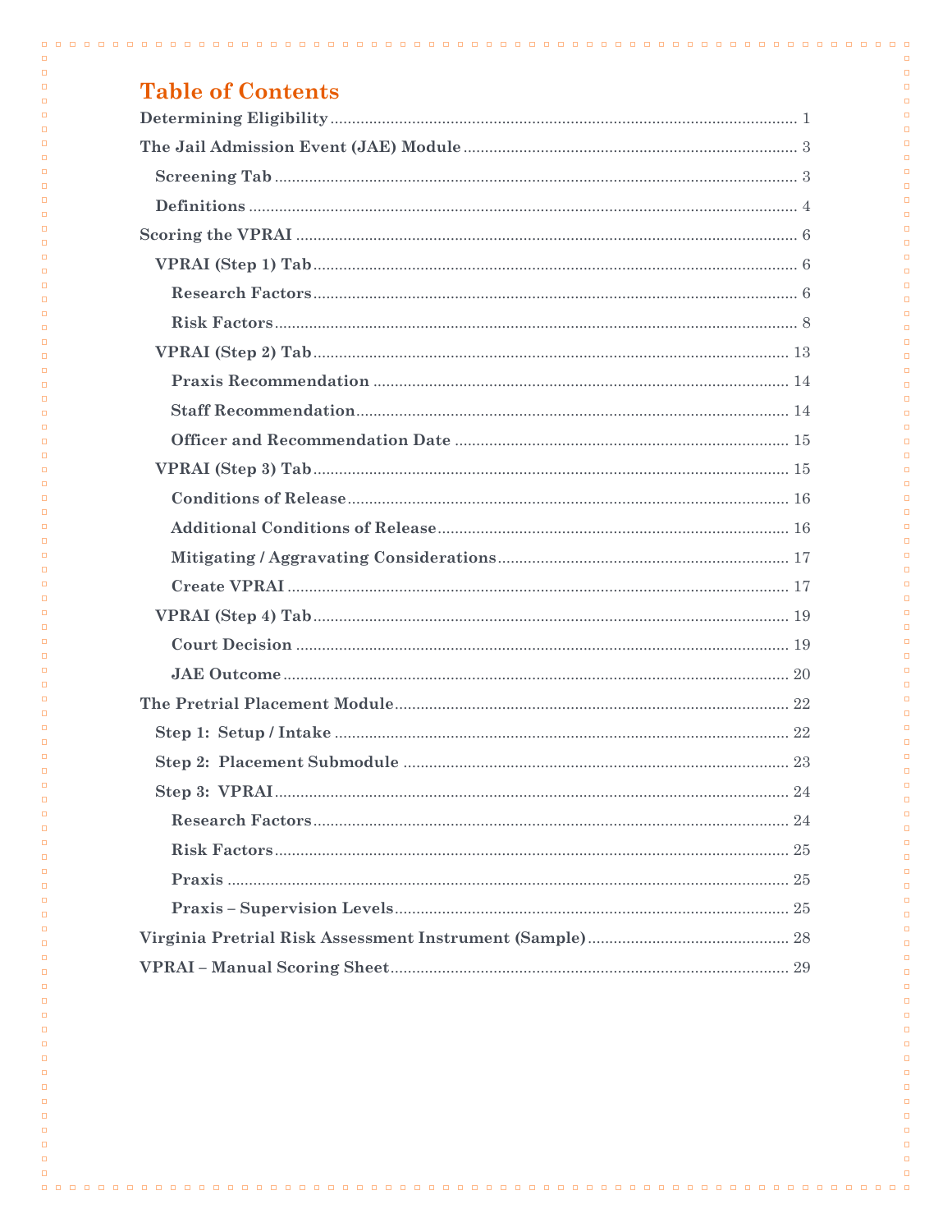# Table of Contents

- **Determining Eligibility** ........ 1
- **The Jail Admission Event (JAE) Module** ........ 3
  - **Screening Tab** ........ 3
  - **Definitions** ........ 4
- **Scoring the VPRAI** ........ 6
  - **VPRAI (Step 1) Tab** ........ 6
    - **Research Factors** ........ 6
    - **Risk Factors** ........ 8
  - **VPRAI (Step 2) Tab** ........ 13
    - **Praxis Recommendation** ........ 14
    - **Staff Recommendation** ........ 14
    - **Officer and Recommendation Date** ........ 15
  - **VPRAI (Step 3) Tab** ........ 15
    - **Conditions of Release** ........ 16
    - **Additional Conditions of Release** ........ 16
    - **Mitigating / Aggravating Considerations** ........ 17
    - **Create VPRAI** ........ 17
  - **VPRAI (Step 4) Tab** ........ 19
    - **Court Decision** ........ 19
    - **JAE Outcome** ........ 20
- **The Pretrial Placement Module** ........ 22
  - **Step 1: Setup / Intake** ........ 22
  - **Step 2: Placement Submodule** ........ 23
  - **Step 3: VPRAI** ........ 24
    - **Research Factors** ........ 24
    - **Risk Factors** ........ 25
    - **Praxis** ........ 25
    - **Praxis – Supervision Levels** ........ 25
- **Virginia Pretrial Risk Assessment Instrument (Sample)** ........ 28
- **VPRAI – Manual Scoring Sheet** ........ 29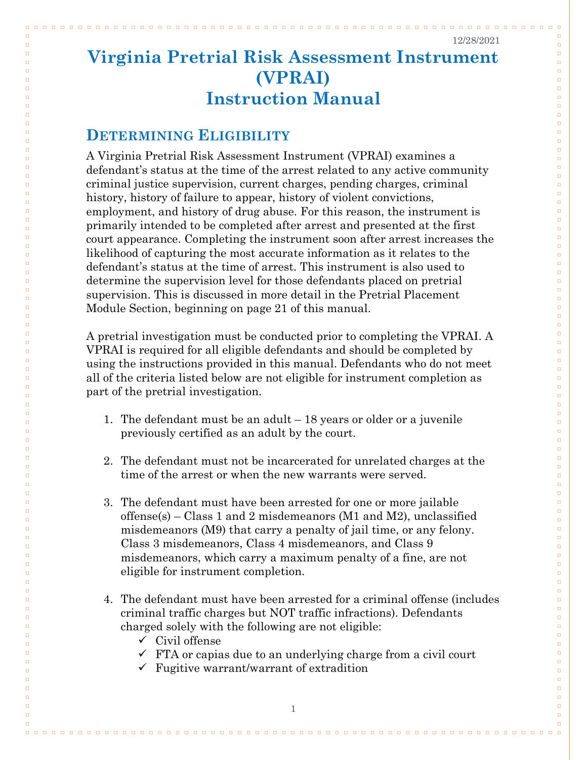12/28/2021

# Virginia Pretrial Risk Assessment Instrument (VPRAI) Instruction Manual

## Determining Eligibility

A Virginia Pretrial Risk Assessment Instrument (VPRAI) examines a defendant's status at the time of the arrest related to any active community criminal justice supervision, current charges, pending charges, criminal history, history of failure to appear, history of violent convictions, employment, and history of drug abuse. For this reason, the instrument is primarily intended to be completed after arrest and presented at the first court appearance. Completing the instrument soon after arrest increases the likelihood of capturing the most accurate information as it relates to the defendant's status at the time of arrest. This instrument is also used to determine the supervision level for those defendants placed on pretrial supervision. This is discussed in more detail in the Pretrial Placement Module Section, beginning on page 21 of this manual.

A pretrial investigation must be conducted prior to completing the VPRAI. A VPRAI is required for all eligible defendants and should be completed by using the instructions provided in this manual. Defendants who do not meet all of the criteria listed below are not eligible for instrument completion as part of the pretrial investigation.

1. The defendant must be an adult – 18 years or older or a juvenile previously certified as an adult by the court.

2. The defendant must not be incarcerated for unrelated charges at the time of the arrest or when the new warrants were served.

3. The defendant must have been arrested for one or more jailable offense(s) – Class 1 and 2 misdemeanors (M1 and M2), unclassified misdemeanors (M9) that carry a penalty of jail time, or any felony. Class 3 misdemeanors, Class 4 misdemeanors, and Class 9 misdemeanors, which carry a maximum penalty of a fine, are not eligible for instrument completion.

4. The defendant must have been arrested for a criminal offense (includes criminal traffic charges but NOT traffic infractions). Defendants charged solely with the following are not eligible:
   - ✓ Civil offense
   - ✓ FTA or capias due to an underlying charge from a civil court
   - ✓ Fugitive warrant/warrant of extradition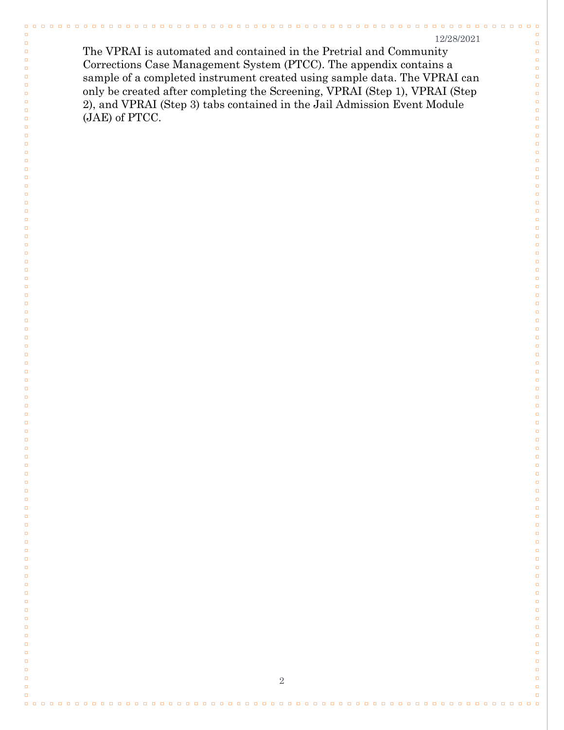The VPRAI is automated and contained in the Pretrial and Community Corrections Case Management System (PTCC). The appendix contains a sample of a completed instrument created using sample data. The VPRAI can only be created after completing the Screening, VPRAI (Step 1), VPRAI (Step 2), and VPRAI (Step 3) tabs contained in the Jail Admission Event Module (JAE) of PTCC.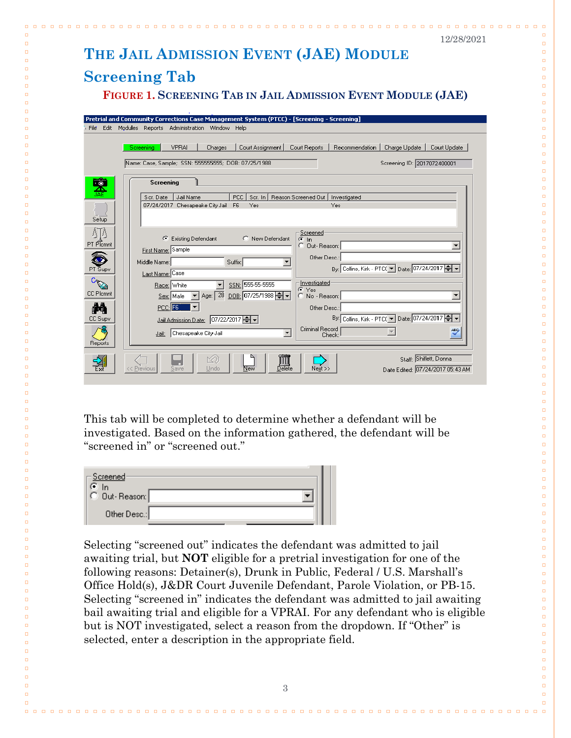# The Jail Admission Event (JAE) Module

## Screening Tab

**Figure 1. Screening Tab in Jail Admission Event Module (JAE)**

This tab will be completed to determine whether a defendant will be investigated. Based on the information gathered, the defendant will be "screened in" or "screened out."

Selecting "screened out" indicates the defendant was admitted to jail awaiting trial, but **NOT** eligible for a pretrial investigation for one of the following reasons: Detainer(s), Drunk in Public, Federal / U.S. Marshall's Office Hold(s), J&DR Court Juvenile Defendant, Parole Violation, or PB-15. Selecting "screened in" indicates the defendant was admitted to jail awaiting bail awaiting trial and eligible for a VPRAI. For any defendant who is eligible but is NOT investigated, select a reason from the dropdown. If "Other" is selected, enter a description in the appropriate field.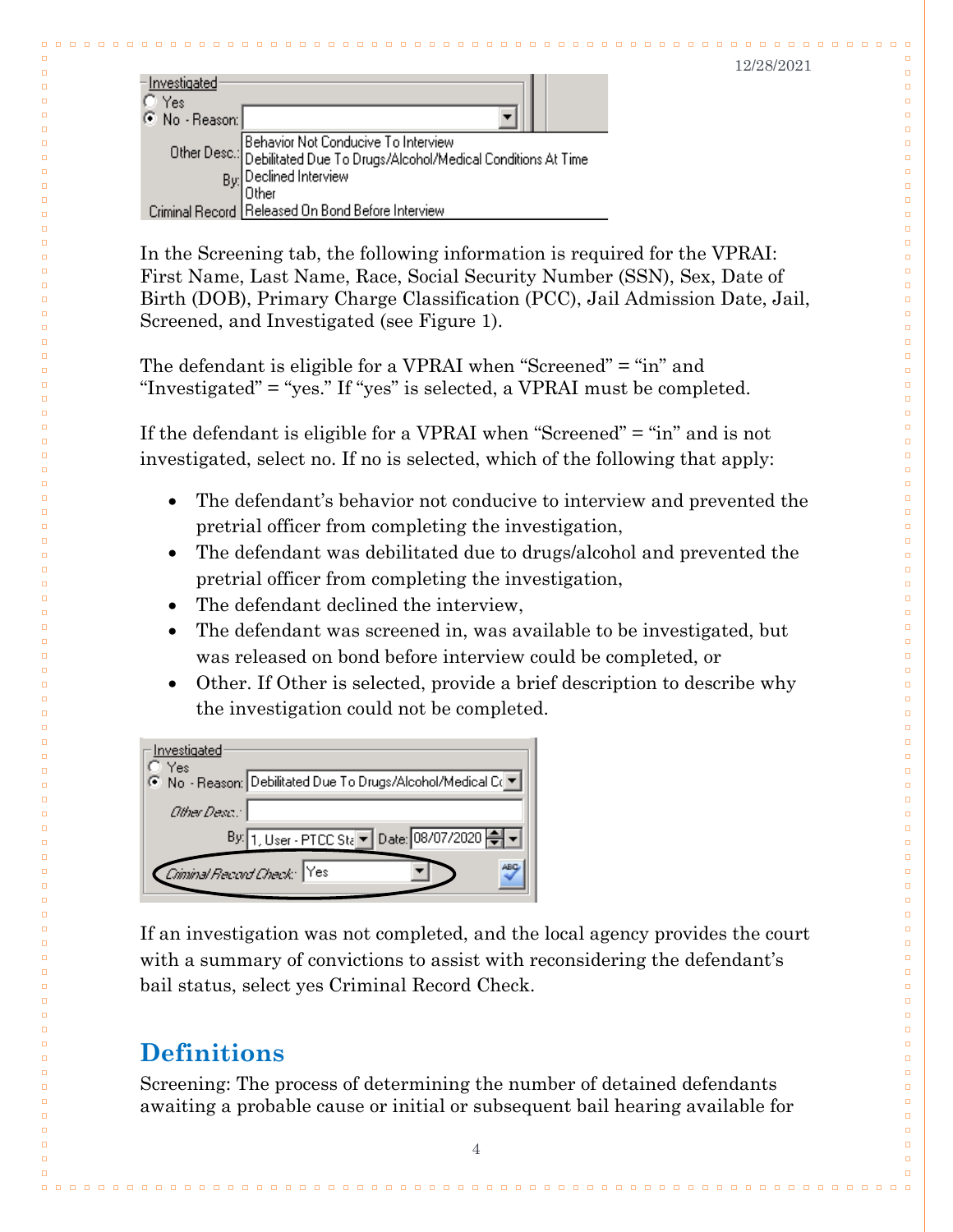In the Screening tab, the following information is required for the VPRAI: First Name, Last Name, Race, Social Security Number (SSN), Sex, Date of Birth (DOB), Primary Charge Classification (PCC), Jail Admission Date, Jail, Screened, and Investigated (see Figure 1).

The defendant is eligible for a VPRAI when "Screened" = "in" and "Investigated" = "yes." If "yes" is selected, a VPRAI must be completed.

If the defendant is eligible for a VPRAI when "Screened" = "in" and is not investigated, select no. If no is selected, which of the following that apply:

- The defendant's behavior not conducive to interview and prevented the pretrial officer from completing the investigation,
- The defendant was debilitated due to drugs/alcohol and prevented the pretrial officer from completing the investigation,
- The defendant declined the interview,
- The defendant was screened in, was available to be investigated, but was released on bond before interview could be completed, or
- Other. If Other is selected, provide a brief description to describe why the investigation could not be completed.

If an investigation was not completed, and the local agency provides the court with a summary of convictions to assist with reconsidering the defendant's bail status, select yes Criminal Record Check.

## Definitions

Screening: The process of determining the number of detained defendants awaiting a probable cause or initial or subsequent bail hearing available for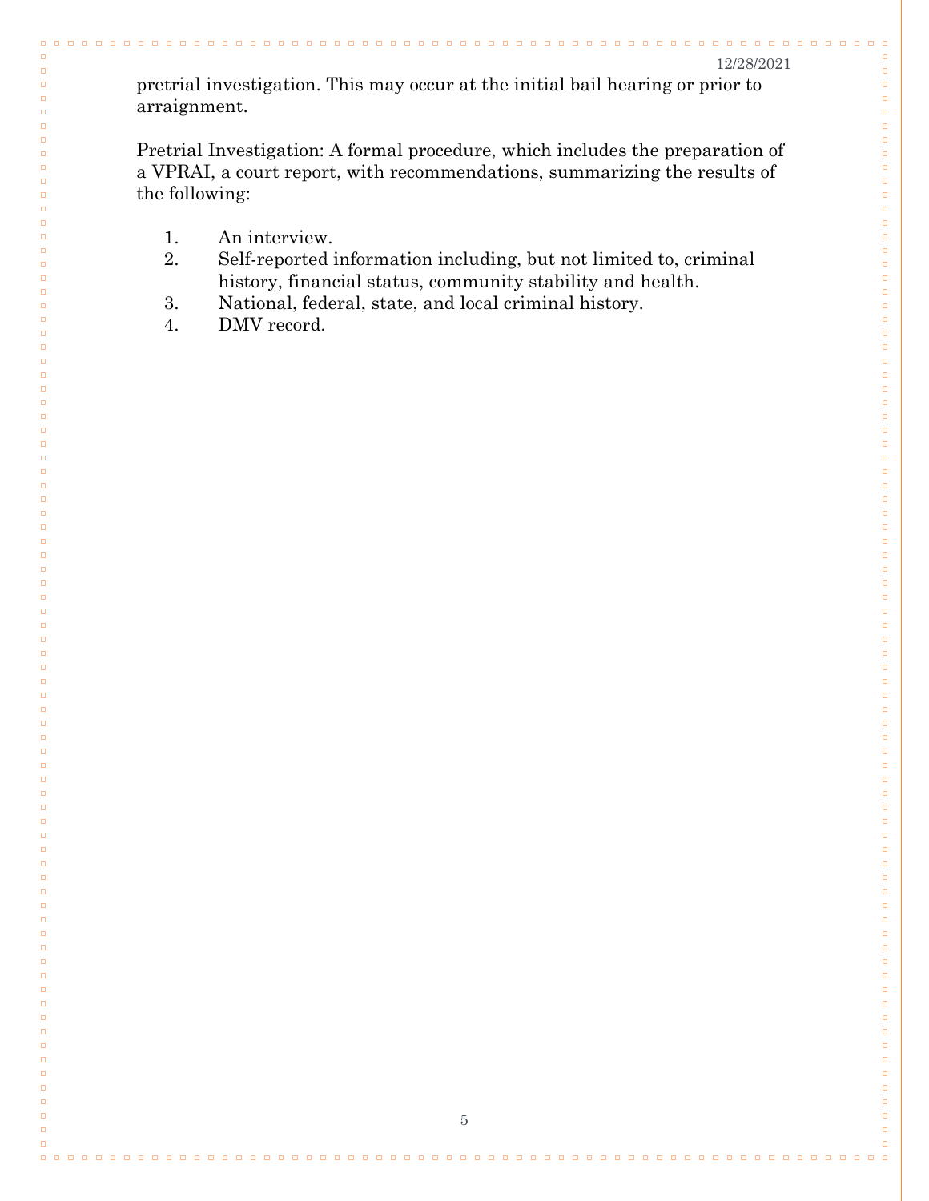pretrial investigation. This may occur at the initial bail hearing or prior to arraignment.

Pretrial Investigation: A formal procedure, which includes the preparation of a VPRAI, a court report, with recommendations, summarizing the results of the following:

1. An interview.
2. Self-reported information including, but not limited to, criminal history, financial status, community stability and health.
3. National, federal, state, and local criminal history.
4. DMV record.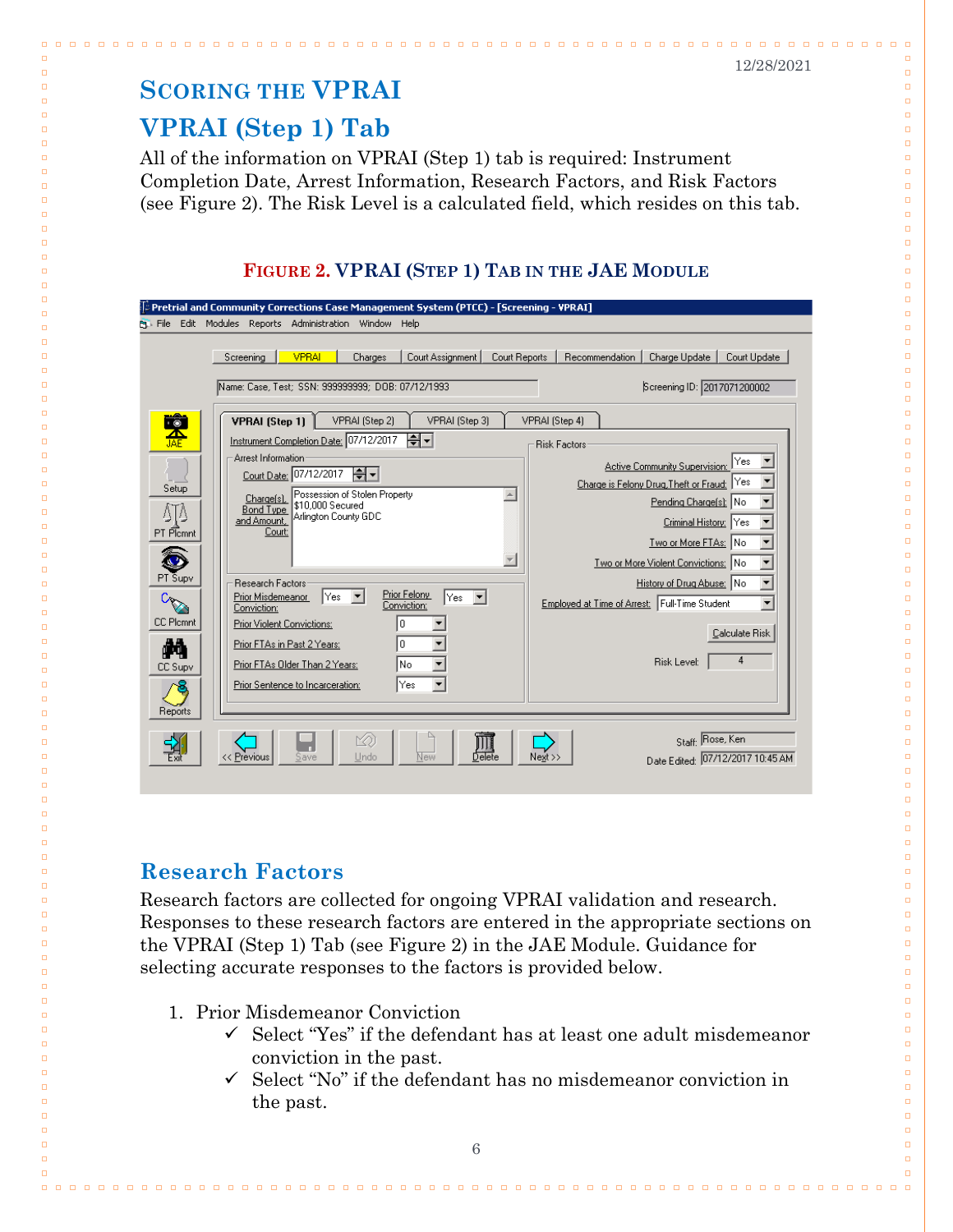12/28/2021

# Scoring the VPRAI

## VPRAI (Step 1) Tab

All of the information on VPRAI (Step 1) tab is required: Instrument Completion Date, Arrest Information, Research Factors, and Risk Factors (see Figure 2). The Risk Level is a calculated field, which resides on this tab.

**Figure 2. VPRAI (Step 1) Tab in the JAE Module**

## Research Factors

Research factors are collected for ongoing VPRAI validation and research. Responses to these research factors are entered in the appropriate sections on the VPRAI (Step 1) Tab (see Figure 2) in the JAE Module. Guidance for selecting accurate responses to the factors is provided below.

1. Prior Misdemeanor Conviction
   - ✓ Select "Yes" if the defendant has at least one adult misdemeanor conviction in the past.
   - ✓ Select "No" if the defendant has no misdemeanor conviction in the past.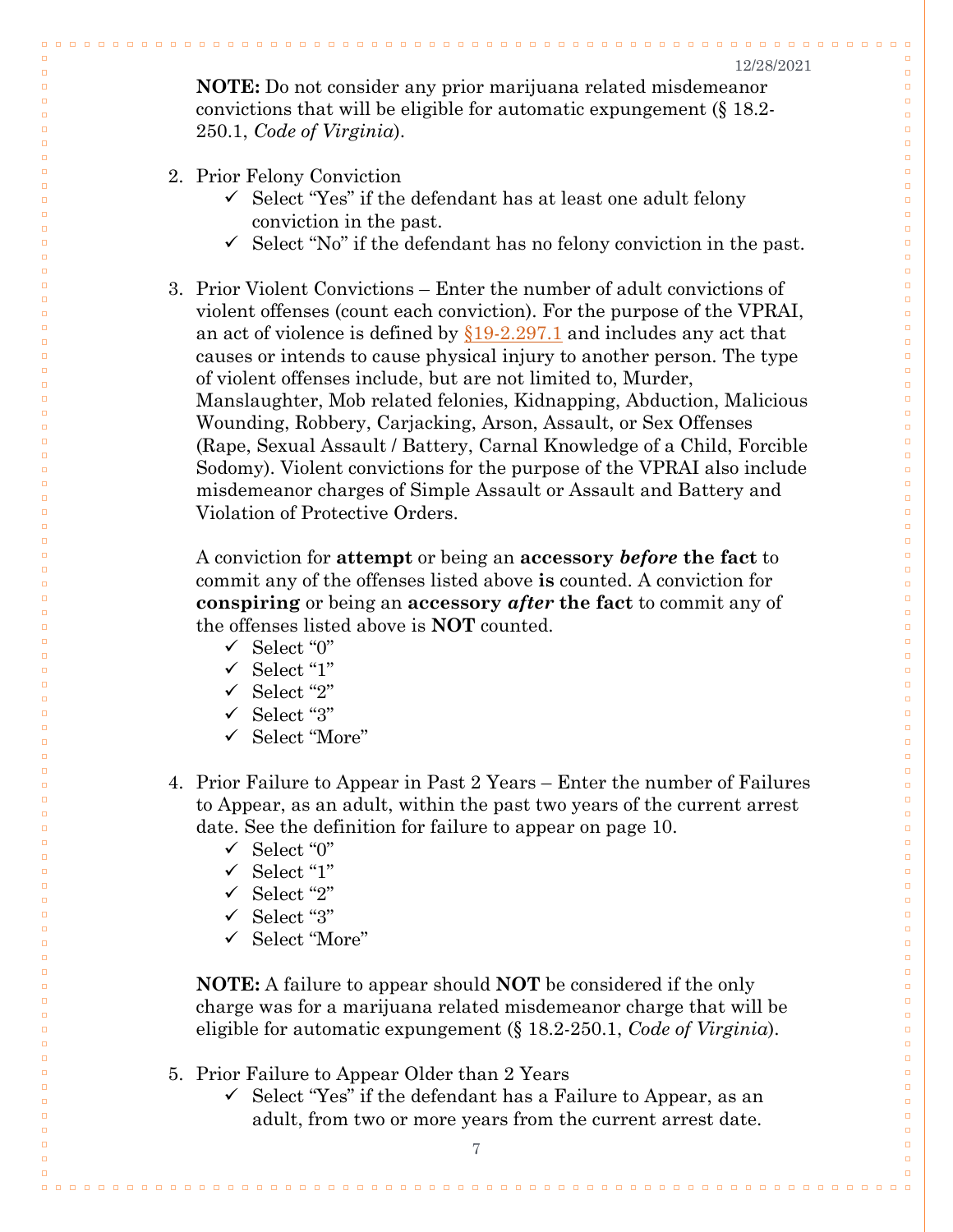**NOTE:** Do not consider any prior marijuana related misdemeanor convictions that will be eligible for automatic expungement (§ 18.2-250.1, *Code of Virginia*).

2. Prior Felony Conviction
   - ✓ Select "Yes" if the defendant has at least one adult felony conviction in the past.
   - ✓ Select "No" if the defendant has no felony conviction in the past.

3. Prior Violent Convictions – Enter the number of adult convictions of violent offenses (count each conviction). For the purpose of the VPRAI, an act of violence is defined by §19-2.297.1 and includes any act that causes or intends to cause physical injury to another person. The type of violent offenses include, but are not limited to, Murder, Manslaughter, Mob related felonies, Kidnapping, Abduction, Malicious Wounding, Robbery, Carjacking, Arson, Assault, or Sex Offenses (Rape, Sexual Assault / Battery, Carnal Knowledge of a Child, Forcible Sodomy). Violent convictions for the purpose of the VPRAI also include misdemeanor charges of Simple Assault or Assault and Battery and Violation of Protective Orders.

   A conviction for **attempt** or being an **accessory *before* the fact** to commit any of the offenses listed above **is** counted. A conviction for **conspiring** or being an **accessory *after* the fact** to commit any of the offenses listed above is **NOT** counted.
   - ✓ Select "0"
   - ✓ Select "1"
   - ✓ Select "2"
   - ✓ Select "3"
   - ✓ Select "More"

4. Prior Failure to Appear in Past 2 Years – Enter the number of Failures to Appear, as an adult, within the past two years of the current arrest date. See the definition for failure to appear on page 10.
   - ✓ Select "0"
   - ✓ Select "1"
   - ✓ Select "2"
   - ✓ Select "3"
   - ✓ Select "More"

   **NOTE:** A failure to appear should **NOT** be considered if the only charge was for a marijuana related misdemeanor charge that will be eligible for automatic expungement (§ 18.2-250.1, *Code of Virginia*).

5. Prior Failure to Appear Older than 2 Years
   - ✓ Select "Yes" if the defendant has a Failure to Appear, as an adult, from two or more years from the current arrest date.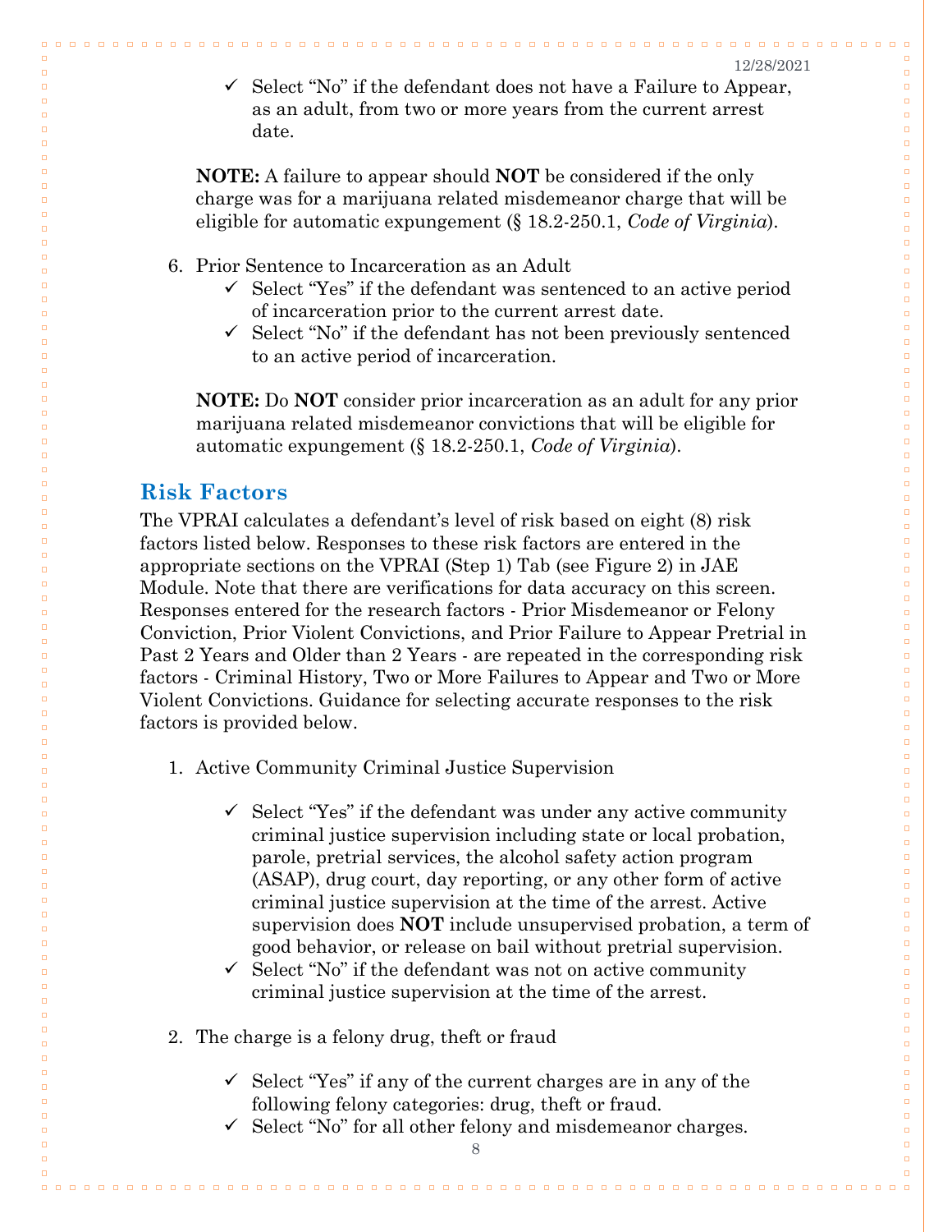- ✓ Select "No" if the defendant does not have a Failure to Appear, as an adult, from two or more years from the current arrest date.

**NOTE:** A failure to appear should **NOT** be considered if the only charge was for a marijuana related misdemeanor charge that will be eligible for automatic expungement (§ 18.2-250.1, *Code of Virginia*).

6. Prior Sentence to Incarceration as an Adult
   - ✓ Select "Yes" if the defendant was sentenced to an active period of incarceration prior to the current arrest date.
   - ✓ Select "No" if the defendant has not been previously sentenced to an active period of incarceration.

**NOTE:** Do **NOT** consider prior incarceration as an adult for any prior marijuana related misdemeanor convictions that will be eligible for automatic expungement (§ 18.2-250.1, *Code of Virginia*).

## Risk Factors

The VPRAI calculates a defendant's level of risk based on eight (8) risk factors listed below. Responses to these risk factors are entered in the appropriate sections on the VPRAI (Step 1) Tab (see Figure 2) in JAE Module. Note that there are verifications for data accuracy on this screen. Responses entered for the research factors - Prior Misdemeanor or Felony Conviction, Prior Violent Convictions, and Prior Failure to Appear Pretrial in Past 2 Years and Older than 2 Years - are repeated in the corresponding risk factors - Criminal History, Two or More Failures to Appear and Two or More Violent Convictions. Guidance for selecting accurate responses to the risk factors is provided below.

1. Active Community Criminal Justice Supervision
   - ✓ Select "Yes" if the defendant was under any active community criminal justice supervision including state or local probation, parole, pretrial services, the alcohol safety action program (ASAP), drug court, day reporting, or any other form of active criminal justice supervision at the time of the arrest. Active supervision does **NOT** include unsupervised probation, a term of good behavior, or release on bail without pretrial supervision.
   - ✓ Select "No" if the defendant was not on active community criminal justice supervision at the time of the arrest.

2. The charge is a felony drug, theft or fraud
   - ✓ Select "Yes" if any of the current charges are in any of the following felony categories: drug, theft or fraud.
   - ✓ Select "No" for all other felony and misdemeanor charges.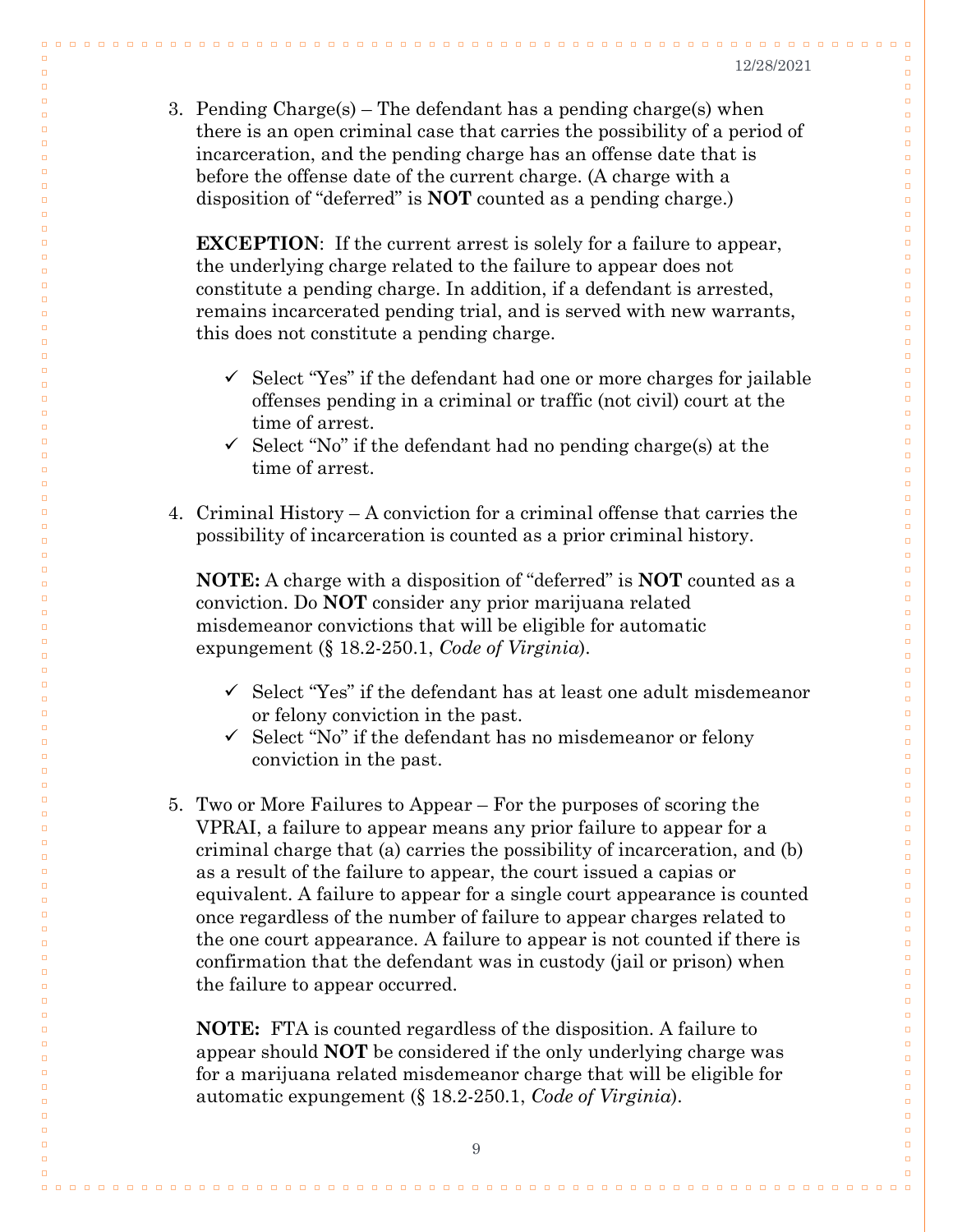3. Pending Charge(s) – The defendant has a pending charge(s) when there is an open criminal case that carries the possibility of a period of incarceration, and the pending charge has an offense date that is before the offense date of the current charge. (A charge with a disposition of "deferred" is **NOT** counted as a pending charge.)

   **EXCEPTION**: If the current arrest is solely for a failure to appear, the underlying charge related to the failure to appear does not constitute a pending charge. In addition, if a defendant is arrested, remains incarcerated pending trial, and is served with new warrants, this does not constitute a pending charge.

   - ✓ Select "Yes" if the defendant had one or more charges for jailable offenses pending in a criminal or traffic (not civil) court at the time of arrest.
   - ✓ Select "No" if the defendant had no pending charge(s) at the time of arrest.

4. Criminal History – A conviction for a criminal offense that carries the possibility of incarceration is counted as a prior criminal history.

   **NOTE:** A charge with a disposition of "deferred" is **NOT** counted as a conviction. Do **NOT** consider any prior marijuana related misdemeanor convictions that will be eligible for automatic expungement (§ 18.2-250.1, *Code of Virginia*).

   - ✓ Select "Yes" if the defendant has at least one adult misdemeanor or felony conviction in the past.
   - ✓ Select "No" if the defendant has no misdemeanor or felony conviction in the past.

5. Two or More Failures to Appear – For the purposes of scoring the VPRAI, a failure to appear means any prior failure to appear for a criminal charge that (a) carries the possibility of incarceration, and (b) as a result of the failure to appear, the court issued a capias or equivalent. A failure to appear for a single court appearance is counted once regardless of the number of failure to appear charges related to the one court appearance. A failure to appear is not counted if there is confirmation that the defendant was in custody (jail or prison) when the failure to appear occurred.

   **NOTE:** FTA is counted regardless of the disposition. A failure to appear should **NOT** be considered if the only underlying charge was for a marijuana related misdemeanor charge that will be eligible for automatic expungement (§ 18.2-250.1, *Code of Virginia*).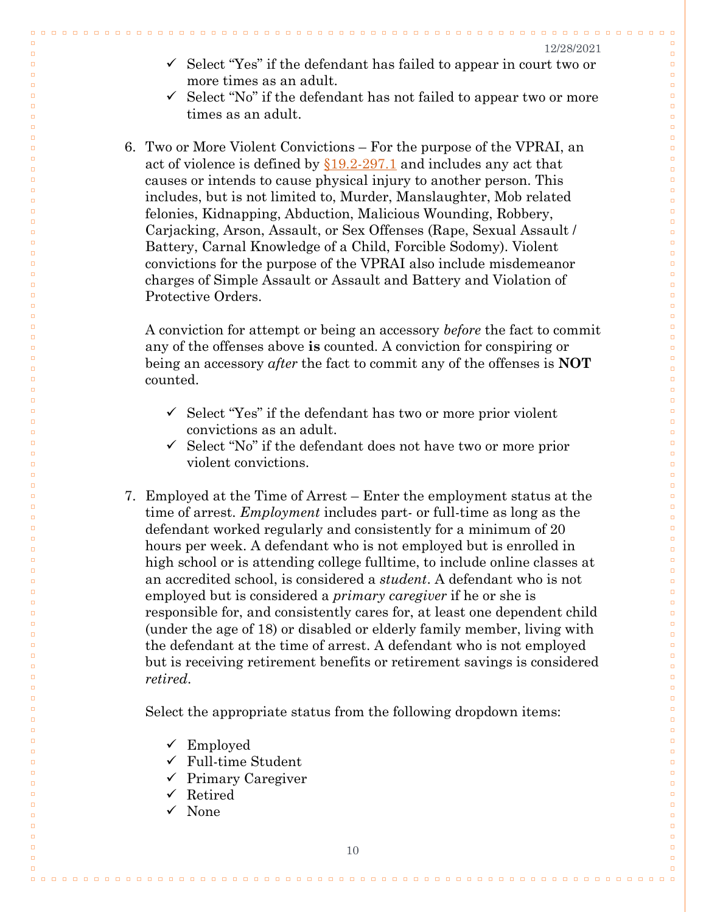- ✓ Select "Yes" if the defendant has failed to appear in court two or more times as an adult.
- ✓ Select "No" if the defendant has not failed to appear two or more times as an adult.

6. Two or More Violent Convictions – For the purpose of the VPRAI, an act of violence is defined by [§19.2-297.1]() and includes any act that causes or intends to cause physical injury to another person. This includes, but is not limited to, Murder, Manslaughter, Mob related felonies, Kidnapping, Abduction, Malicious Wounding, Robbery, Carjacking, Arson, Assault, or Sex Offenses (Rape, Sexual Assault / Battery, Carnal Knowledge of a Child, Forcible Sodomy). Violent convictions for the purpose of the VPRAI also include misdemeanor charges of Simple Assault or Assault and Battery and Violation of Protective Orders.

   A conviction for attempt or being an accessory *before* the fact to commit any of the offenses above **is** counted. A conviction for conspiring or being an accessory *after* the fact to commit any of the offenses is **NOT** counted.

   - ✓ Select "Yes" if the defendant has two or more prior violent convictions as an adult.
   - ✓ Select "No" if the defendant does not have two or more prior violent convictions.

7. Employed at the Time of Arrest – Enter the employment status at the time of arrest. *Employment* includes part- or full-time as long as the defendant worked regularly and consistently for a minimum of 20 hours per week. A defendant who is not employed but is enrolled in high school or is attending college fulltime, to include online classes at an accredited school, is considered a *student*. A defendant who is not employed but is considered a *primary caregiver* if he or she is responsible for, and consistently cares for, at least one dependent child (under the age of 18) or disabled or elderly family member, living with the defendant at the time of arrest. A defendant who is not employed but is receiving retirement benefits or retirement savings is considered *retired*.

   Select the appropriate status from the following dropdown items:

   - ✓ Employed
   - ✓ Full-time Student
   - ✓ Primary Caregiver
   - ✓ Retired
   - ✓ None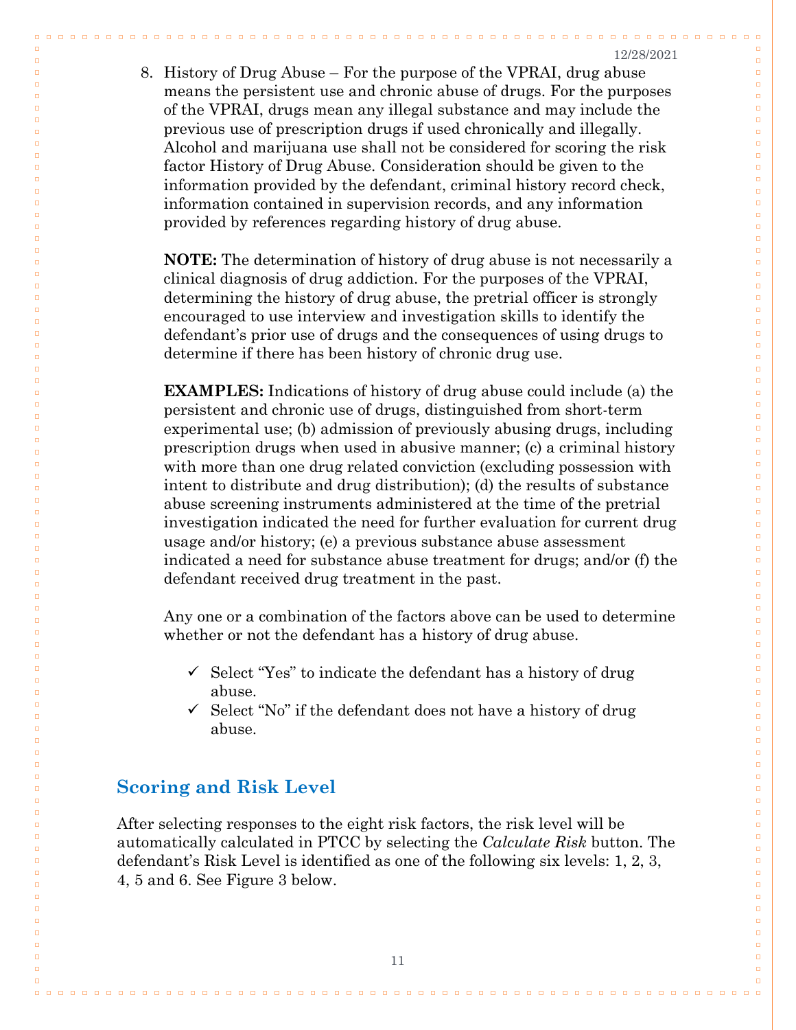8. History of Drug Abuse – For the purpose of the VPRAI, drug abuse means the persistent use and chronic abuse of drugs. For the purposes of the VPRAI, drugs mean any illegal substance and may include the previous use of prescription drugs if used chronically and illegally. Alcohol and marijuana use shall not be considered for scoring the risk factor History of Drug Abuse. Consideration should be given to the information provided by the defendant, criminal history record check, information contained in supervision records, and any information provided by references regarding history of drug abuse.

   **NOTE:** The determination of history of drug abuse is not necessarily a clinical diagnosis of drug addiction. For the purposes of the VPRAI, determining the history of drug abuse, the pretrial officer is strongly encouraged to use interview and investigation skills to identify the defendant's prior use of drugs and the consequences of using drugs to determine if there has been history of chronic drug use.

   **EXAMPLES:** Indications of history of drug abuse could include (a) the persistent and chronic use of drugs, distinguished from short-term experimental use; (b) admission of previously abusing drugs, including prescription drugs when used in abusive manner; (c) a criminal history with more than one drug related conviction (excluding possession with intent to distribute and drug distribution); (d) the results of substance abuse screening instruments administered at the time of the pretrial investigation indicated the need for further evaluation for current drug usage and/or history; (e) a previous substance abuse assessment indicated a need for substance abuse treatment for drugs; and/or (f) the defendant received drug treatment in the past.

   Any one or a combination of the factors above can be used to determine whether or not the defendant has a history of drug abuse.

   - ✓ Select "Yes" to indicate the defendant has a history of drug abuse.
   - ✓ Select "No" if the defendant does not have a history of drug abuse.

## Scoring and Risk Level

After selecting responses to the eight risk factors, the risk level will be automatically calculated in PTCC by selecting the *Calculate Risk* button. The defendant's Risk Level is identified as one of the following six levels: 1, 2, 3, 4, 5 and 6. See Figure 3 below.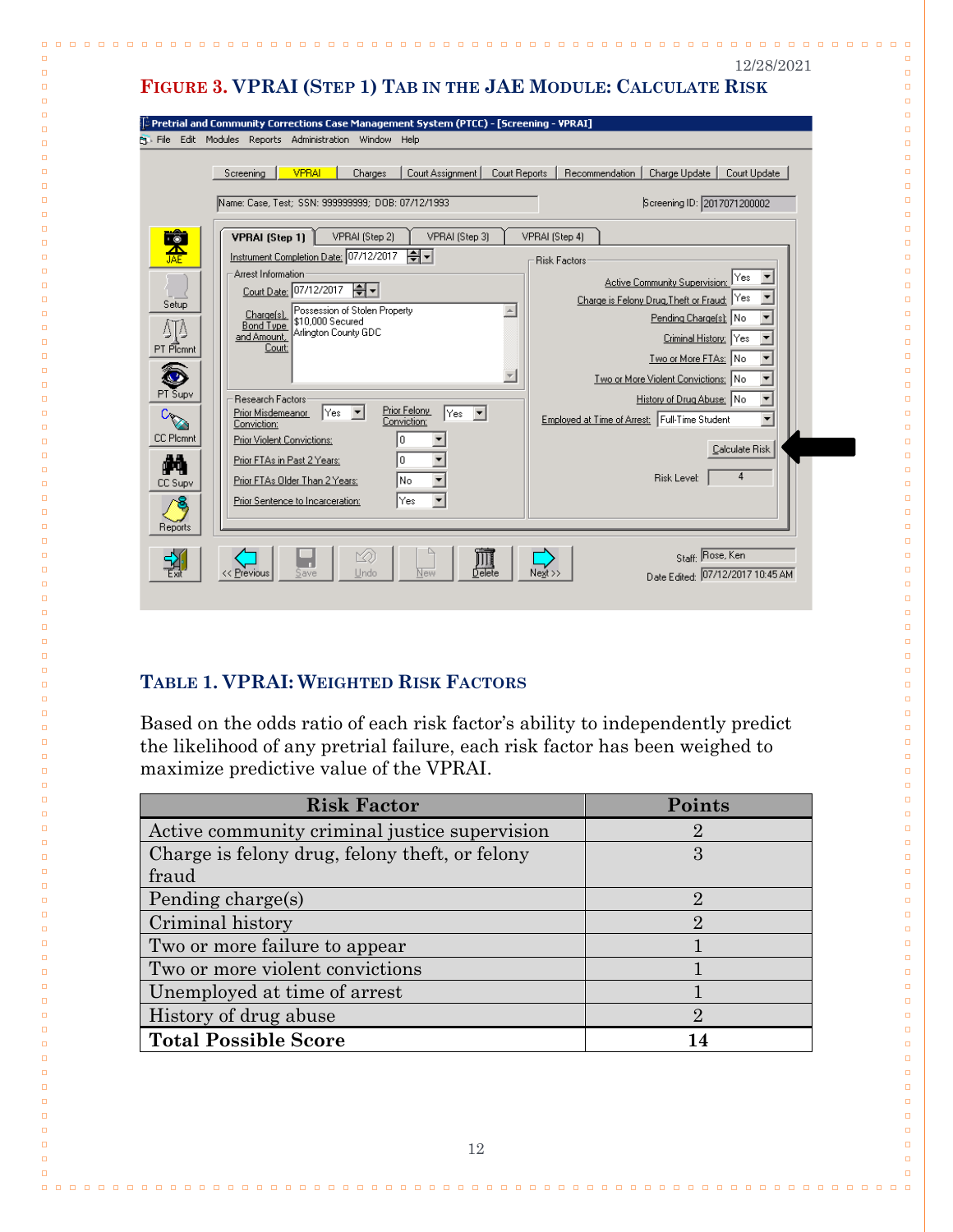## FIGURE 3. VPRAI (STEP 1) TAB IN THE JAE MODULE: CALCULATE RISK

## TABLE 1. VPRAI: WEIGHTED RISK FACTORS

Based on the odds ratio of each risk factor's ability to independently predict the likelihood of any pretrial failure, each risk factor has been weighed to maximize predictive value of the VPRAI.

| Risk Factor | Points |
|---|---|
| Active community criminal justice supervision | 2 |
| Charge is felony drug, felony theft, or felony fraud | 3 |
| Pending charge(s) | 2 |
| Criminal history | 2 |
| Two or more failure to appear | 1 |
| Two or more violent convictions | 1 |
| Unemployed at time of arrest | 1 |
| History of drug abuse | 2 |
| **Total Possible Score** | **14** |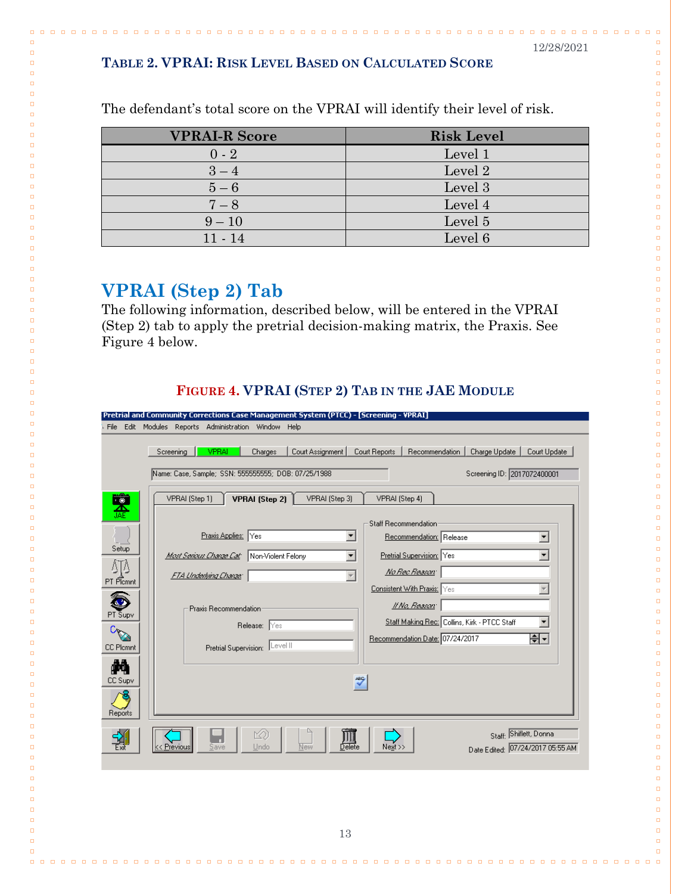12/28/2021

### TABLE 2. VPRAI: RISK LEVEL BASED ON CALCULATED SCORE

The defendant's total score on the VPRAI will identify their level of risk.

| VPRAI-R Score | Risk Level |
|---|---|
| 0 - 2 | Level 1 |
| 3 – 4 | Level 2 |
| 5 – 6 | Level 3 |
| 7 – 8 | Level 4 |
| 9 – 10 | Level 5 |
| 11 - 14 | Level 6 |

## VPRAI (Step 2) Tab

The following information, described below, will be entered in the VPRAI (Step 2) tab to apply the pretrial decision-making matrix, the Praxis. See Figure 4 below.

### FIGURE 4. VPRAI (STEP 2) TAB IN THE JAE MODULE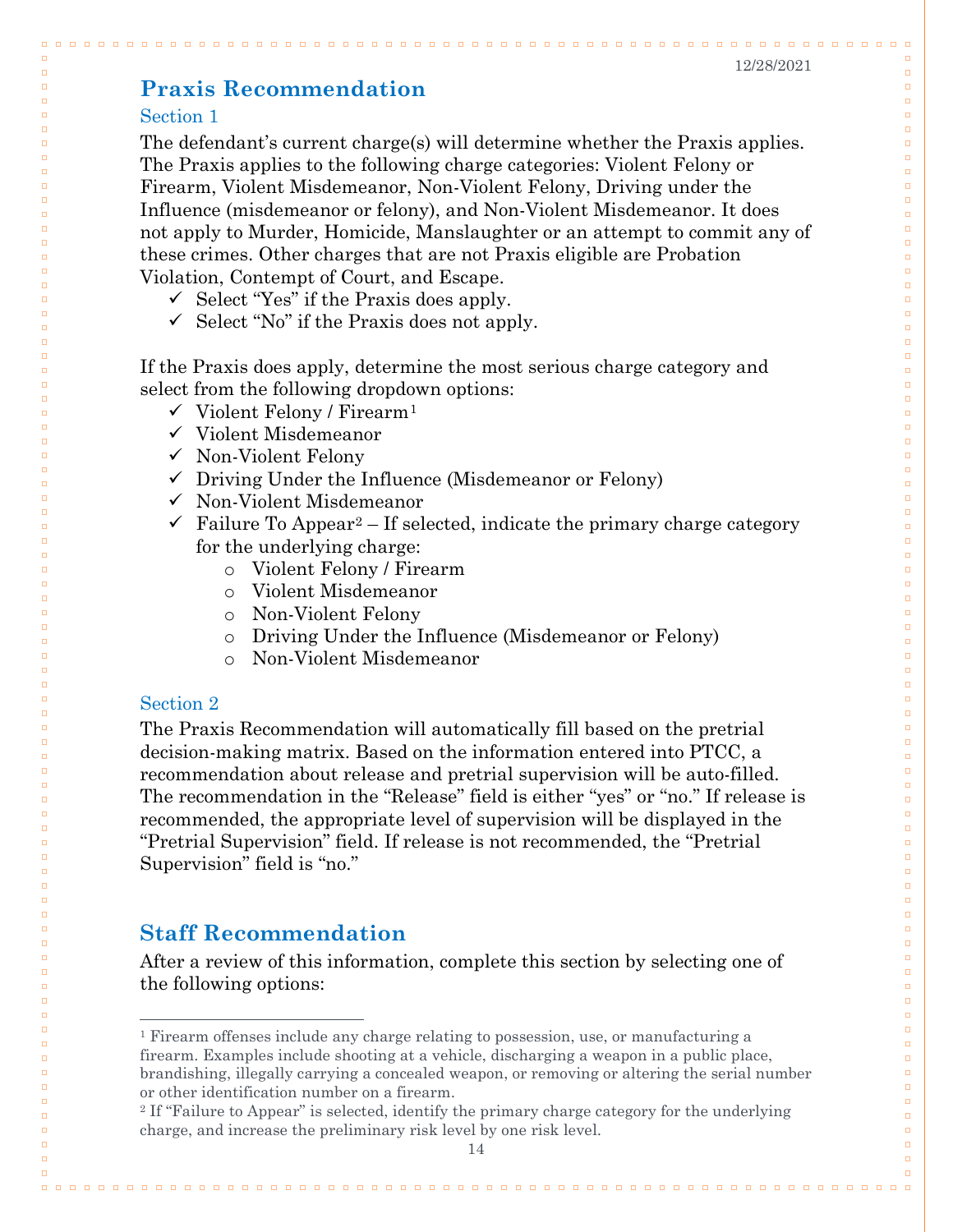## Praxis Recommendation

### Section 1

The defendant's current charge(s) will determine whether the Praxis applies. The Praxis applies to the following charge categories: Violent Felony or Firearm, Violent Misdemeanor, Non-Violent Felony, Driving under the Influence (misdemeanor or felony), and Non-Violent Misdemeanor. It does not apply to Murder, Homicide, Manslaughter or an attempt to commit any of these crimes. Other charges that are not Praxis eligible are Probation Violation, Contempt of Court, and Escape.

- ✓ Select "Yes" if the Praxis does apply.
- ✓ Select "No" if the Praxis does not apply.

If the Praxis does apply, determine the most serious charge category and select from the following dropdown options:

- ✓ Violent Felony / Firearm[1]
- ✓ Violent Misdemeanor
- ✓ Non-Violent Felony
- ✓ Driving Under the Influence (Misdemeanor or Felony)
- ✓ Non-Violent Misdemeanor
- ✓ Failure To Appear[2] – If selected, indicate the primary charge category for the underlying charge:
  - Violent Felony / Firearm
  - Violent Misdemeanor
  - Non-Violent Felony
  - Driving Under the Influence (Misdemeanor or Felony)
  - Non-Violent Misdemeanor

### Section 2

The Praxis Recommendation will automatically fill based on the pretrial decision-making matrix. Based on the information entered into PTCC, a recommendation about release and pretrial supervision will be auto-filled. The recommendation in the "Release" field is either "yes" or "no." If release is recommended, the appropriate level of supervision will be displayed in the "Pretrial Supervision" field. If release is not recommended, the "Pretrial Supervision" field is "no."

## Staff Recommendation

After a review of this information, complete this section by selecting one of the following options:

---

[1] Firearm offenses include any charge relating to possession, use, or manufacturing a firearm. Examples include shooting at a vehicle, discharging a weapon in a public place, brandishing, illegally carrying a concealed weapon, or removing or altering the serial number or other identification number on a firearm.

[2] If "Failure to Appear" is selected, identify the primary charge category for the underlying charge, and increase the preliminary risk level by one risk level.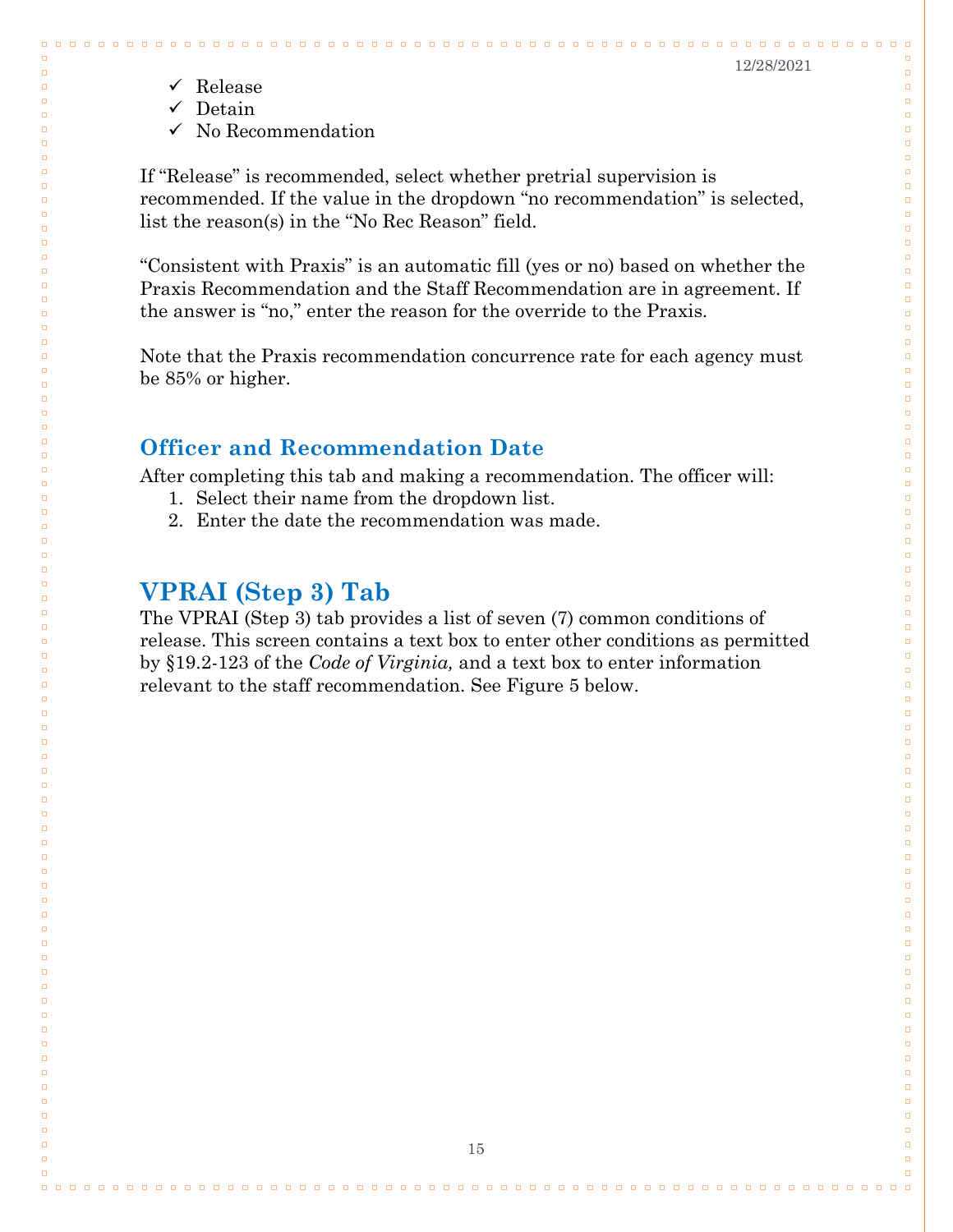- ✓ Release
- ✓ Detain
- ✓ No Recommendation

If "Release" is recommended, select whether pretrial supervision is recommended. If the value in the dropdown "no recommendation" is selected, list the reason(s) in the "No Rec Reason" field.

"Consistent with Praxis" is an automatic fill (yes or no) based on whether the Praxis Recommendation and the Staff Recommendation are in agreement. If the answer is "no," enter the reason for the override to the Praxis.

Note that the Praxis recommendation concurrence rate for each agency must be 85% or higher.

### Officer and Recommendation Date

After completing this tab and making a recommendation. The officer will:

1. Select their name from the dropdown list.
2. Enter the date the recommendation was made.

## VPRAI (Step 3) Tab

The VPRAI (Step 3) tab provides a list of seven (7) common conditions of release. This screen contains a text box to enter other conditions as permitted by §19.2-123 of the *Code of Virginia,* and a text box to enter information relevant to the staff recommendation. See Figure 5 below.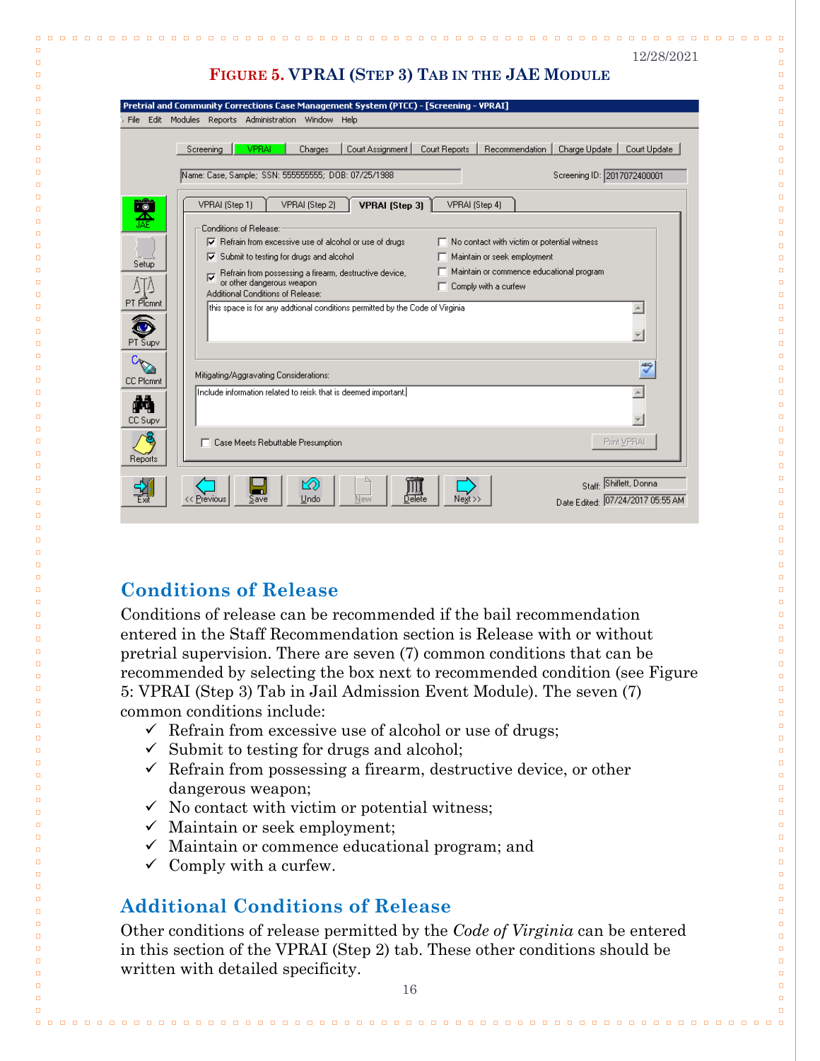**FIGURE 5. VPRAI (STEP 3) TAB IN THE JAE MODULE**

## Conditions of Release

Conditions of release can be recommended if the bail recommendation entered in the Staff Recommendation section is Release with or without pretrial supervision. There are seven (7) common conditions that can be recommended by selecting the box next to recommended condition (see Figure 5: VPRAI (Step 3) Tab in Jail Admission Event Module). The seven (7) common conditions include:

- ✓ Refrain from excessive use of alcohol or use of drugs;
- ✓ Submit to testing for drugs and alcohol;
- ✓ Refrain from possessing a firearm, destructive device, or other dangerous weapon;
- ✓ No contact with victim or potential witness;
- ✓ Maintain or seek employment;
- ✓ Maintain or commence educational program; and
- ✓ Comply with a curfew.

## Additional Conditions of Release

Other conditions of release permitted by the *Code of Virginia* can be entered in this section of the VPRAI (Step 2) tab. These other conditions should be written with detailed specificity.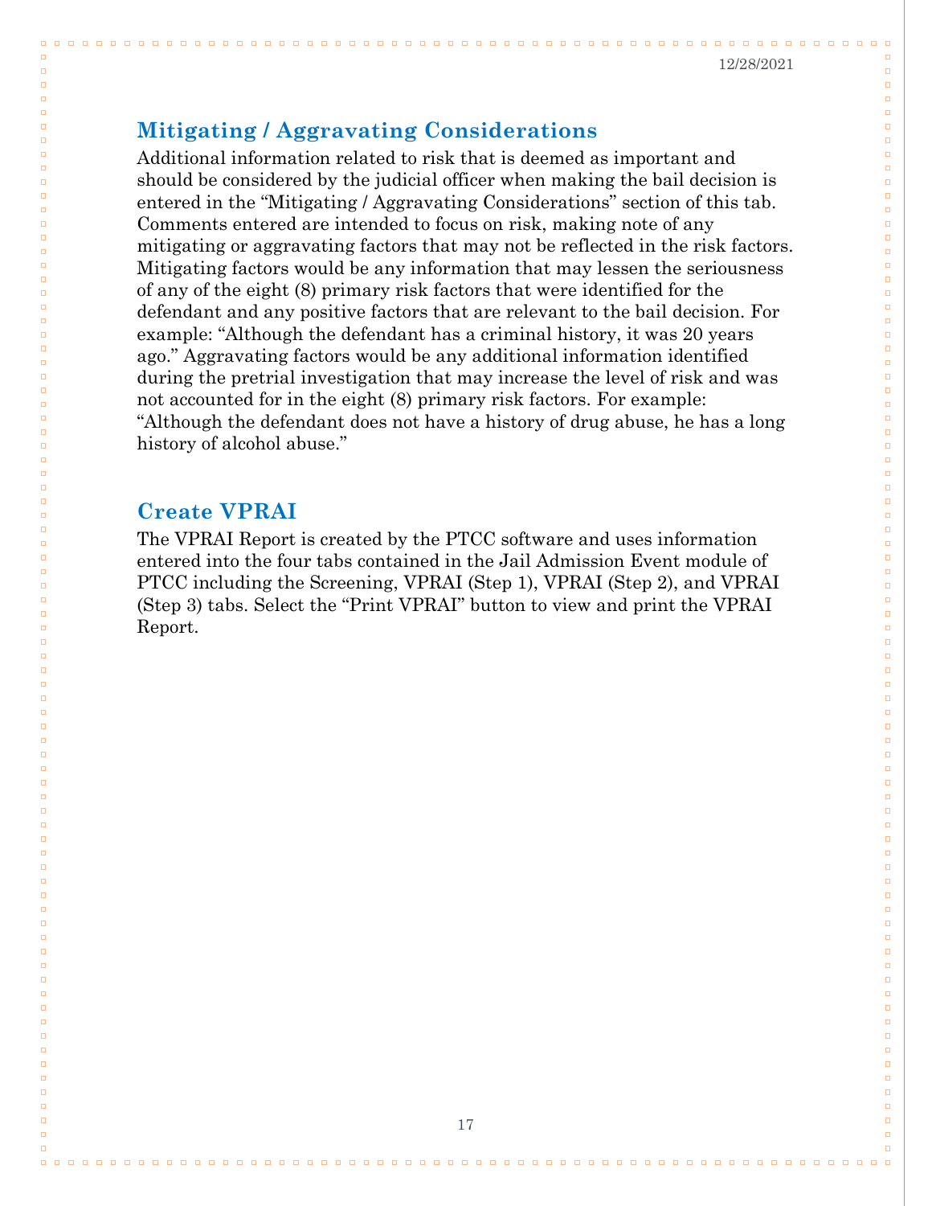## Mitigating / Aggravating Considerations

Additional information related to risk that is deemed as important and should be considered by the judicial officer when making the bail decision is entered in the "Mitigating / Aggravating Considerations" section of this tab. Comments entered are intended to focus on risk, making note of any mitigating or aggravating factors that may not be reflected in the risk factors. Mitigating factors would be any information that may lessen the seriousness of any of the eight (8) primary risk factors that were identified for the defendant and any positive factors that are relevant to the bail decision. For example: "Although the defendant has a criminal history, it was 20 years ago." Aggravating factors would be any additional information identified during the pretrial investigation that may increase the level of risk and was not accounted for in the eight (8) primary risk factors. For example: "Although the defendant does not have a history of drug abuse, he has a long history of alcohol abuse."

## Create VPRAI

The VPRAI Report is created by the PTCC software and uses information entered into the four tabs contained in the Jail Admission Event module of PTCC including the Screening, VPRAI (Step 1), VPRAI (Step 2), and VPRAI (Step 3) tabs. Select the "Print VPRAI" button to view and print the VPRAI Report.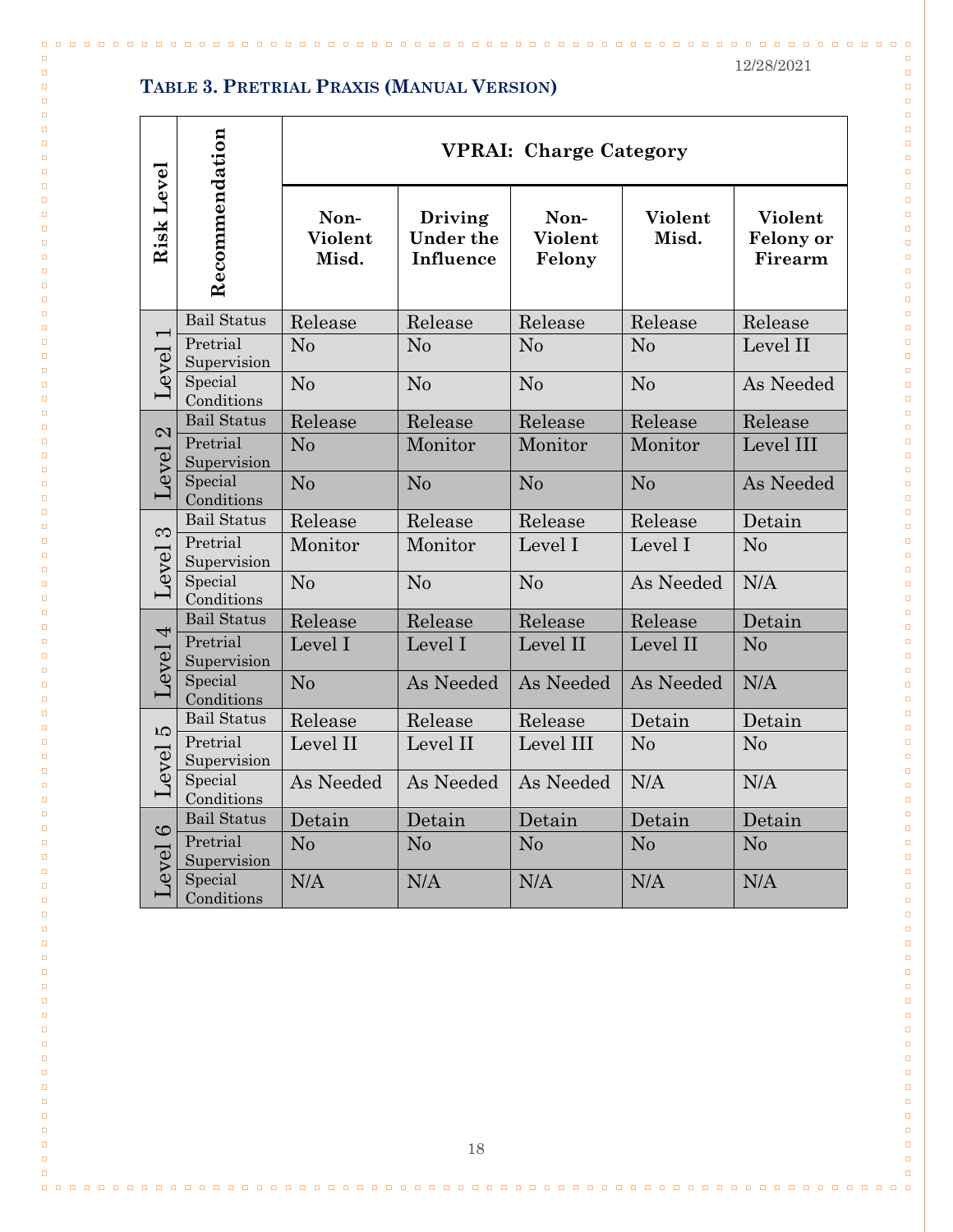12/28/2021

### Table 3. Pretrial Praxis (Manual Version)

| Risk Level | Recommendation | VPRAI: Charge Category | | | | |
|---|---|---|---|---|---|---|
| | | Non-Violent Misd. | Driving Under the Influence | Non-Violent Felony | Violent Misd. | Violent Felony or Firearm |
| Level 1 | Bail Status | Release | Release | Release | Release | Release |
| | Pretrial Supervision | No | No | No | No | Level II |
| | Special Conditions | No | No | No | No | As Needed |
| Level 2 | Bail Status | Release | Release | Release | Release | Release |
| | Pretrial Supervision | No | Monitor | Monitor | Monitor | Level III |
| | Special Conditions | No | No | No | No | As Needed |
| Level 3 | Bail Status | Release | Release | Release | Release | Detain |
| | Pretrial Supervision | Monitor | Monitor | Level I | Level I | No |
| | Special Conditions | No | No | No | As Needed | N/A |
| Level 4 | Bail Status | Release | Release | Release | Release | Detain |
| | Pretrial Supervision | Level I | Level I | Level II | Level II | No |
| | Special Conditions | No | As Needed | As Needed | As Needed | N/A |
| Level 5 | Bail Status | Release | Release | Release | Detain | Detain |
| | Pretrial Supervision | Level II | Level II | Level III | No | No |
| | Special Conditions | As Needed | As Needed | As Needed | N/A | N/A |
| Level 6 | Bail Status | Detain | Detain | Detain | Detain | Detain |
| | Pretrial Supervision | No | No | No | No | No |
| | Special Conditions | N/A | N/A | N/A | N/A | N/A |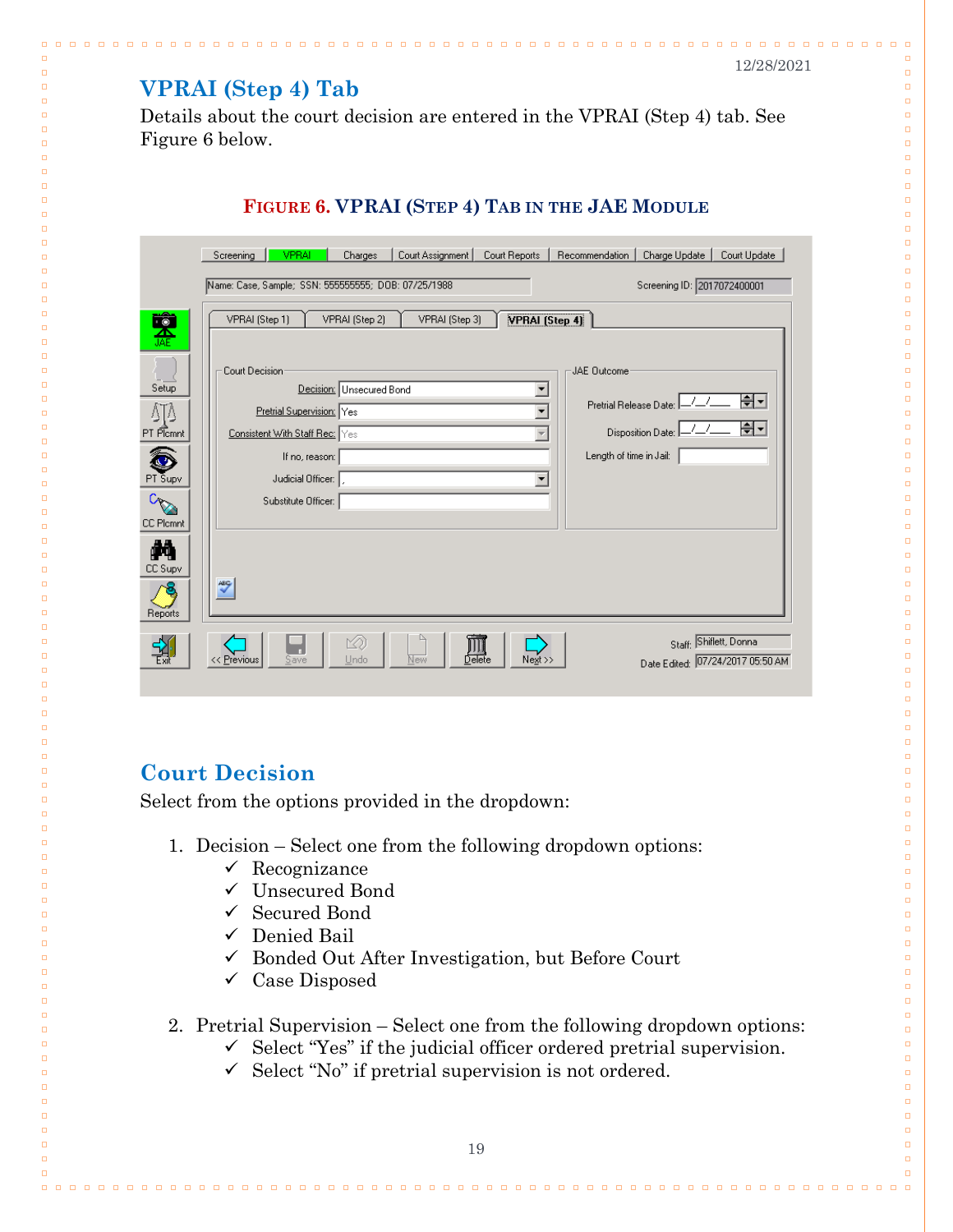12/28/2021

## VPRAI (Step 4) Tab

Details about the court decision are entered in the VPRAI (Step 4) tab. See Figure 6 below.

**FIGURE 6. VPRAI (STEP 4) TAB IN THE JAE MODULE**

## Court Decision

Select from the options provided in the dropdown:

1. Decision – Select one from the following dropdown options:
   - ✓ Recognizance
   - ✓ Unsecured Bond
   - ✓ Secured Bond
   - ✓ Denied Bail
   - ✓ Bonded Out After Investigation, but Before Court
   - ✓ Case Disposed

2. Pretrial Supervision – Select one from the following dropdown options:
   - ✓ Select “Yes” if the judicial officer ordered pretrial supervision.
   - ✓ Select “No” if pretrial supervision is not ordered.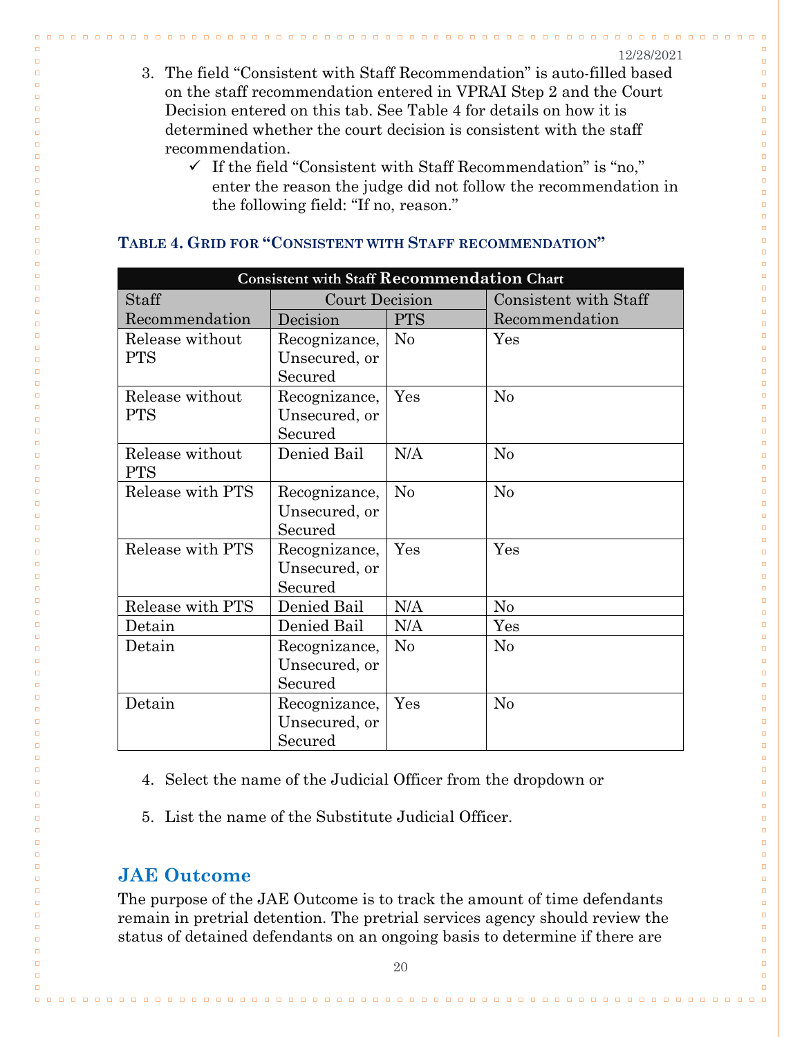3. The field "Consistent with Staff Recommendation" is auto-filled based on the staff recommendation entered in VPRAI Step 2 and the Court Decision entered on this tab. See Table 4 for details on how it is determined whether the court decision is consistent with the staff recommendation.
   - ✓ If the field "Consistent with Staff Recommendation" is "no," enter the reason the judge did not follow the recommendation in the following field: "If no, reason."

**TABLE 4. GRID FOR "CONSISTENT WITH STAFF RECOMMENDATION"**

| Consistent with Staff Recommendation Chart | | | |
|---|---|---|---|
| Staff Recommendation | Court Decision | | Consistent with Staff Recommendation |
| | Decision | PTS | |
| Release without PTS | Recognizance, Unsecured, or Secured | No | Yes |
| Release without PTS | Recognizance, Unsecured, or Secured | Yes | No |
| Release without PTS | Denied Bail | N/A | No |
| Release with PTS | Recognizance, Unsecured, or Secured | No | No |
| Release with PTS | Recognizance, Unsecured, or Secured | Yes | Yes |
| Release with PTS | Denied Bail | N/A | No |
| Detain | Denied Bail | N/A | Yes |
| Detain | Recognizance, Unsecured, or Secured | No | No |
| Detain | Recognizance, Unsecured, or Secured | Yes | No |

4. Select the name of the Judicial Officer from the dropdown or

5. List the name of the Substitute Judicial Officer.

## JAE Outcome

The purpose of the JAE Outcome is to track the amount of time defendants remain in pretrial detention. The pretrial services agency should review the status of detained defendants on an ongoing basis to determine if there are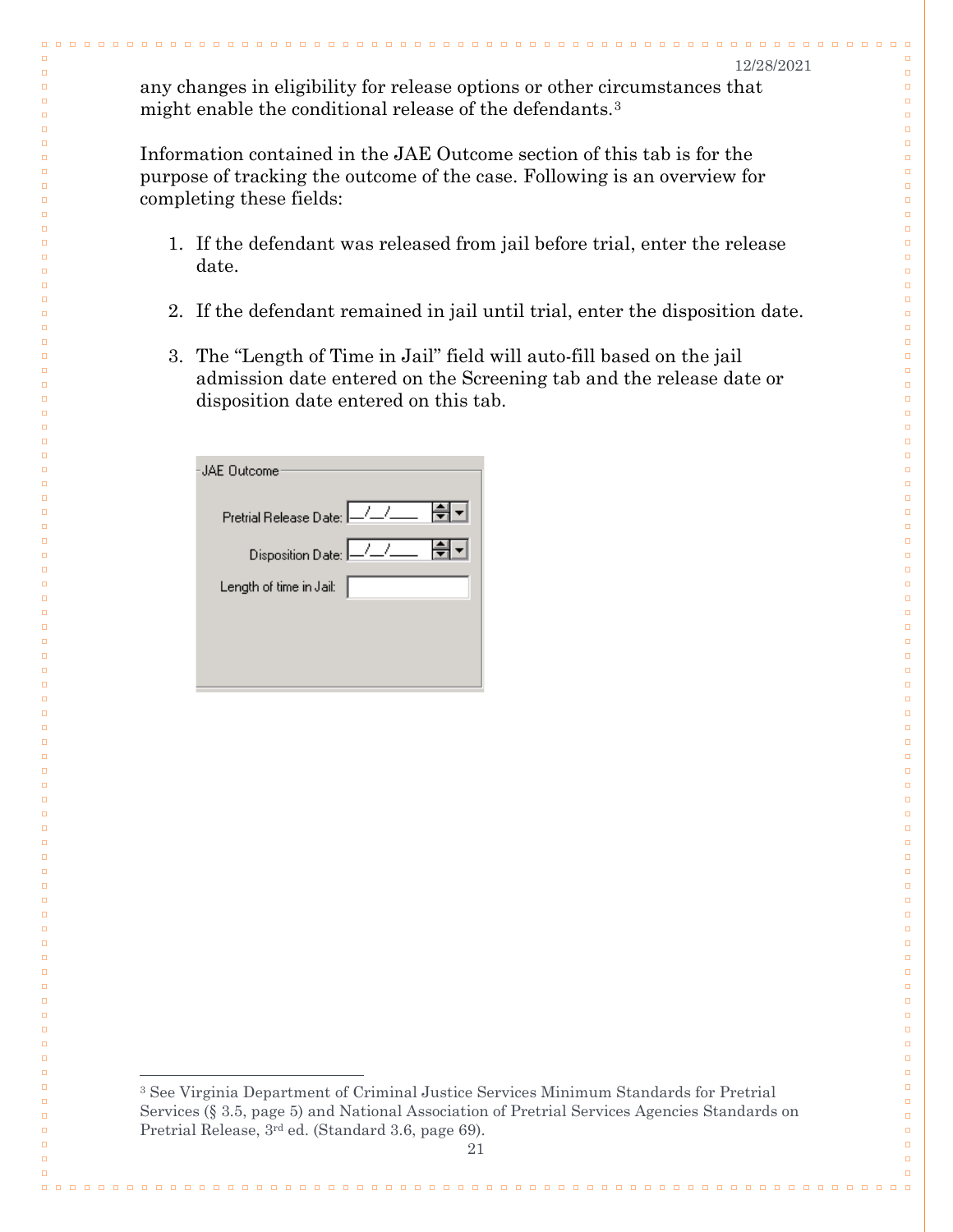any changes in eligibility for release options or other circumstances that might enable the conditional release of the defendants.[3]

Information contained in the JAE Outcome section of this tab is for the purpose of tracking the outcome of the case. Following is an overview for completing these fields:

1. If the defendant was released from jail before trial, enter the release date.

2. If the defendant remained in jail until trial, enter the disposition date.

3. The "Length of Time in Jail" field will auto-fill based on the jail admission date entered on the Screening tab and the release date or disposition date entered on this tab.

JAE Outcome

Pretrial Release Date: __/__/____

Disposition Date: __/__/____

Length of time in Jail:

---

[3] See Virginia Department of Criminal Justice Services Minimum Standards for Pretrial Services (§ 3.5, page 5) and National Association of Pretrial Services Agencies Standards on Pretrial Release, 3rd ed. (Standard 3.6, page 69).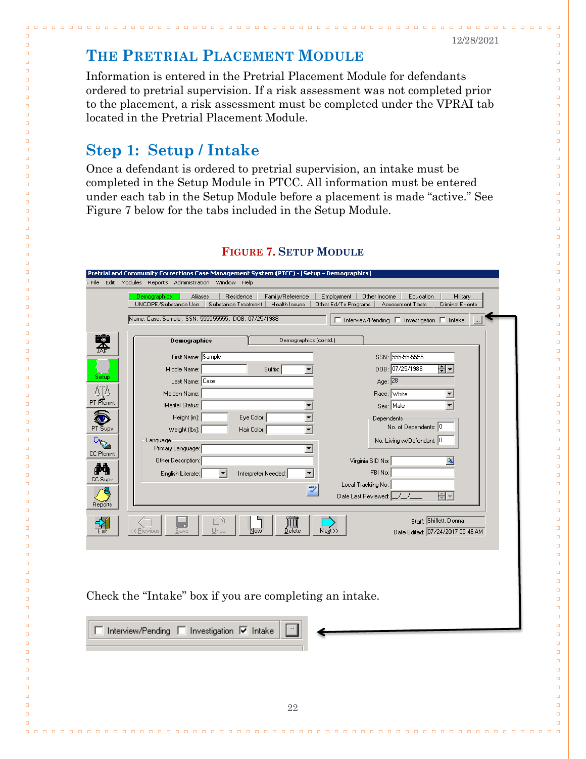12/28/2021

# The Pretrial Placement Module

Information is entered in the Pretrial Placement Module for defendants ordered to pretrial supervision. If a risk assessment was not completed prior to the placement, a risk assessment must be completed under the VPRAI tab located in the Pretrial Placement Module.

## Step 1: Setup / Intake

Once a defendant is ordered to pretrial supervision, an intake must be completed in the Setup Module in PTCC. All information must be entered under each tab in the Setup Module before a placement is made "active." See Figure 7 below for the tabs included in the Setup Module.

**Figure 7. Setup Module**

Check the "Intake" box if you are completing an intake.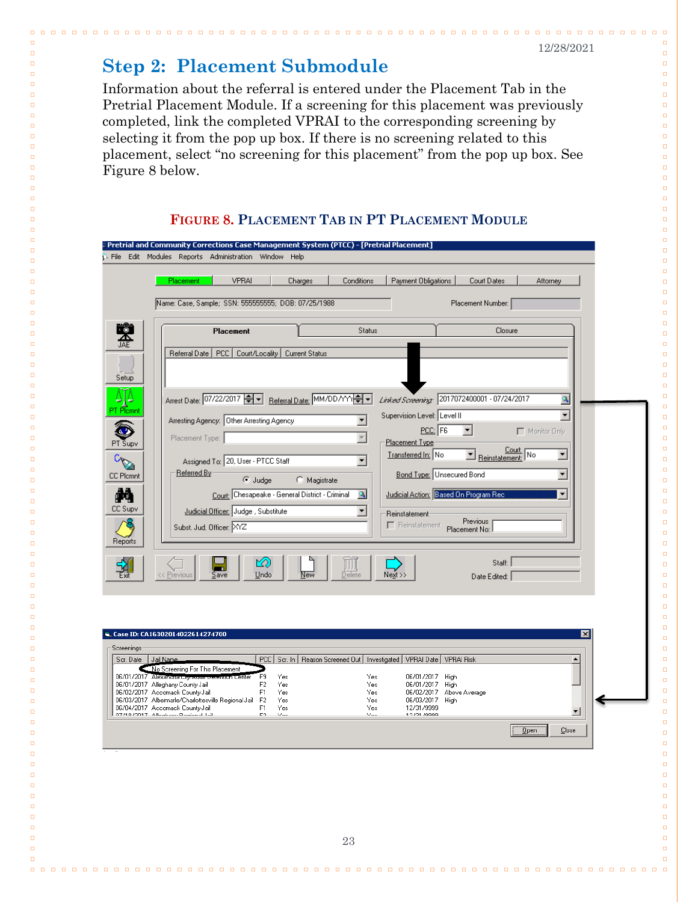## Step 2: Placement Submodule

Information about the referral is entered under the Placement Tab in the Pretrial Placement Module. If a screening for this placement was previously completed, link the completed VPRAI to the corresponding screening by selecting it from the pop up box. If there is no screening related to this placement, select "no screening for this placement" from the pop up box. See Figure 8 below.

**FIGURE 8. PLACEMENT TAB IN PT PLACEMENT MODULE**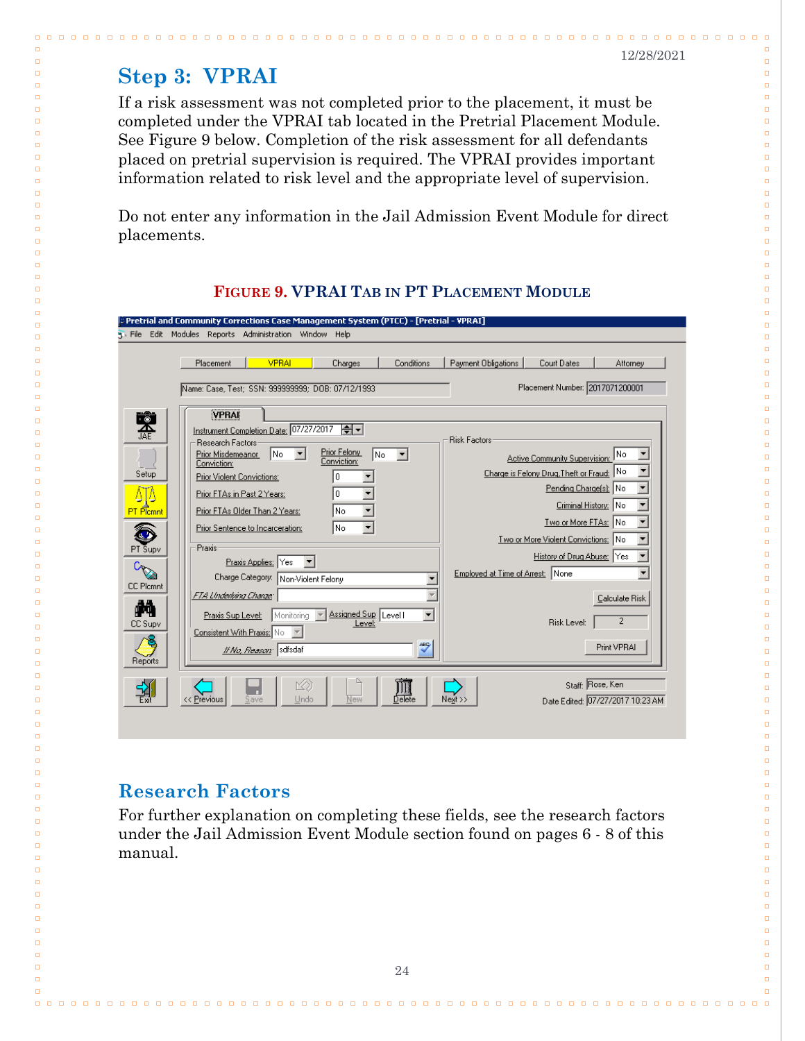## Step 3: VPRAI

If a risk assessment was not completed prior to the placement, it must be completed under the VPRAI tab located in the Pretrial Placement Module. See Figure 9 below. Completion of the risk assessment for all defendants placed on pretrial supervision is required. The VPRAI provides important information related to risk level and the appropriate level of supervision.

Do not enter any information in the Jail Admission Event Module for direct placements.

**FIGURE 9. VPRAI TAB IN PT PLACEMENT MODULE**

## Research Factors

For further explanation on completing these fields, see the research factors under the Jail Admission Event Module section found on pages 6 - 8 of this manual.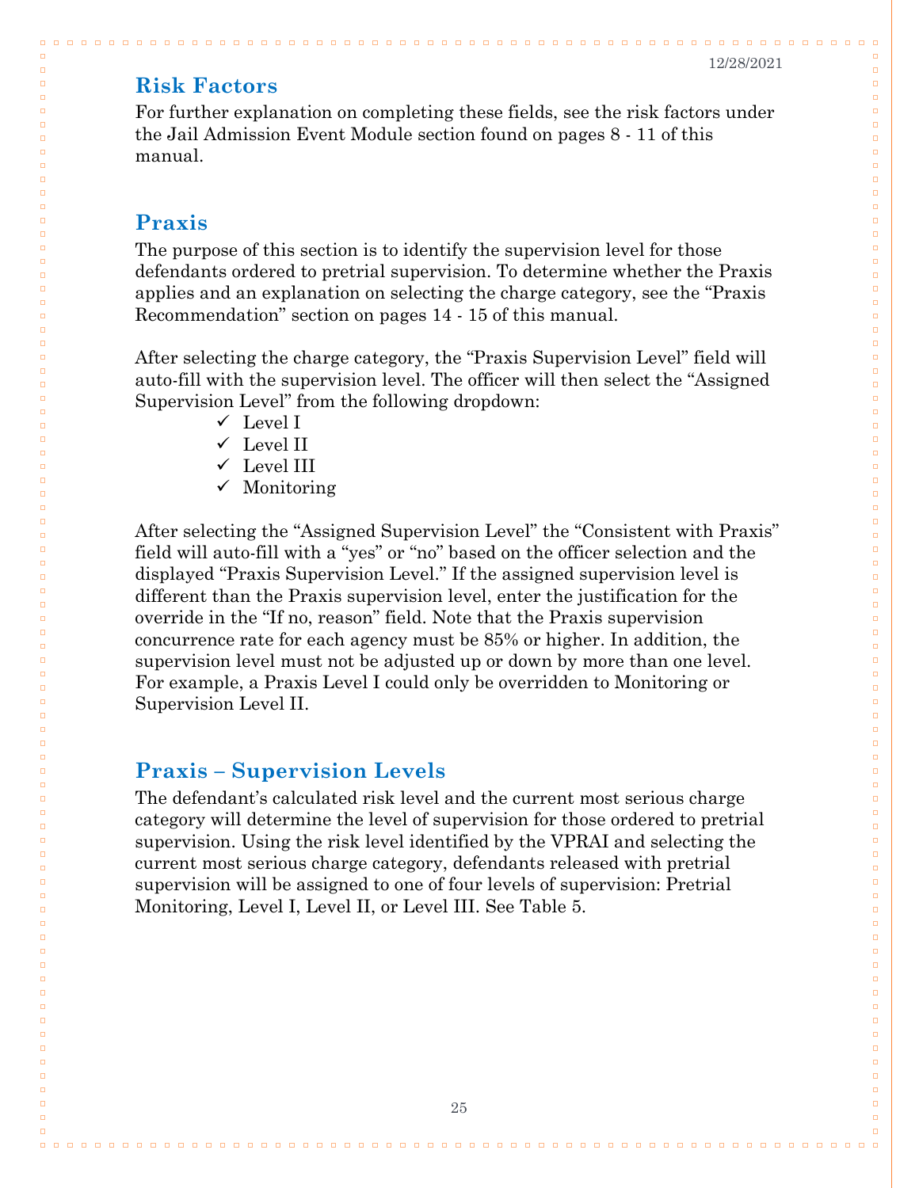## Risk Factors

For further explanation on completing these fields, see the risk factors under the Jail Admission Event Module section found on pages 8 - 11 of this manual.

## Praxis

The purpose of this section is to identify the supervision level for those defendants ordered to pretrial supervision. To determine whether the Praxis applies and an explanation on selecting the charge category, see the "Praxis Recommendation" section on pages 14 - 15 of this manual.

After selecting the charge category, the "Praxis Supervision Level" field will auto-fill with the supervision level. The officer will then select the "Assigned Supervision Level" from the following dropdown:

- ✓ Level I
- ✓ Level II
- ✓ Level III
- ✓ Monitoring

After selecting the "Assigned Supervision Level" the "Consistent with Praxis" field will auto-fill with a "yes" or "no" based on the officer selection and the displayed "Praxis Supervision Level." If the assigned supervision level is different than the Praxis supervision level, enter the justification for the override in the "If no, reason" field. Note that the Praxis supervision concurrence rate for each agency must be 85% or higher. In addition, the supervision level must not be adjusted up or down by more than one level. For example, a Praxis Level I could only be overridden to Monitoring or Supervision Level II.

## Praxis – Supervision Levels

The defendant's calculated risk level and the current most serious charge category will determine the level of supervision for those ordered to pretrial supervision. Using the risk level identified by the VPRAI and selecting the current most serious charge category, defendants released with pretrial supervision will be assigned to one of four levels of supervision: Pretrial Monitoring, Level I, Level II, or Level III. See Table 5.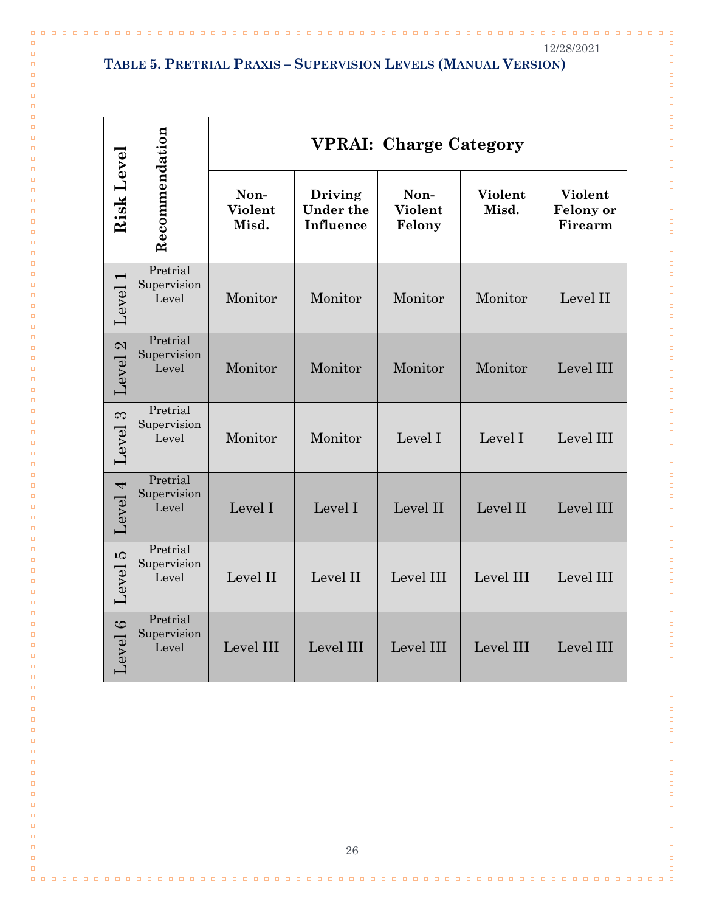12/28/2021

### Table 5. Pretrial Praxis – Supervision Levels (Manual Version)

| Risk Level | Recommendation | VPRAI: Charge Category | | | | |
|---|---|---|---|---|---|---|
| | | Non-Violent Misd. | Driving Under the Influence | Non-Violent Felony | Violent Misd. | Violent Felony or Firearm |
| Level 1 | Pretrial Supervision Level | Monitor | Monitor | Monitor | Monitor | Level II |
| Level 2 | Pretrial Supervision Level | Monitor | Monitor | Monitor | Monitor | Level III |
| Level 3 | Pretrial Supervision Level | Monitor | Monitor | Level I | Level I | Level III |
| Level 4 | Pretrial Supervision Level | Level I | Level I | Level II | Level II | Level III |
| Level 5 | Pretrial Supervision Level | Level II | Level II | Level III | Level III | Level III |
| Level 6 | Pretrial Supervision Level | Level III | Level III | Level III | Level III | Level III |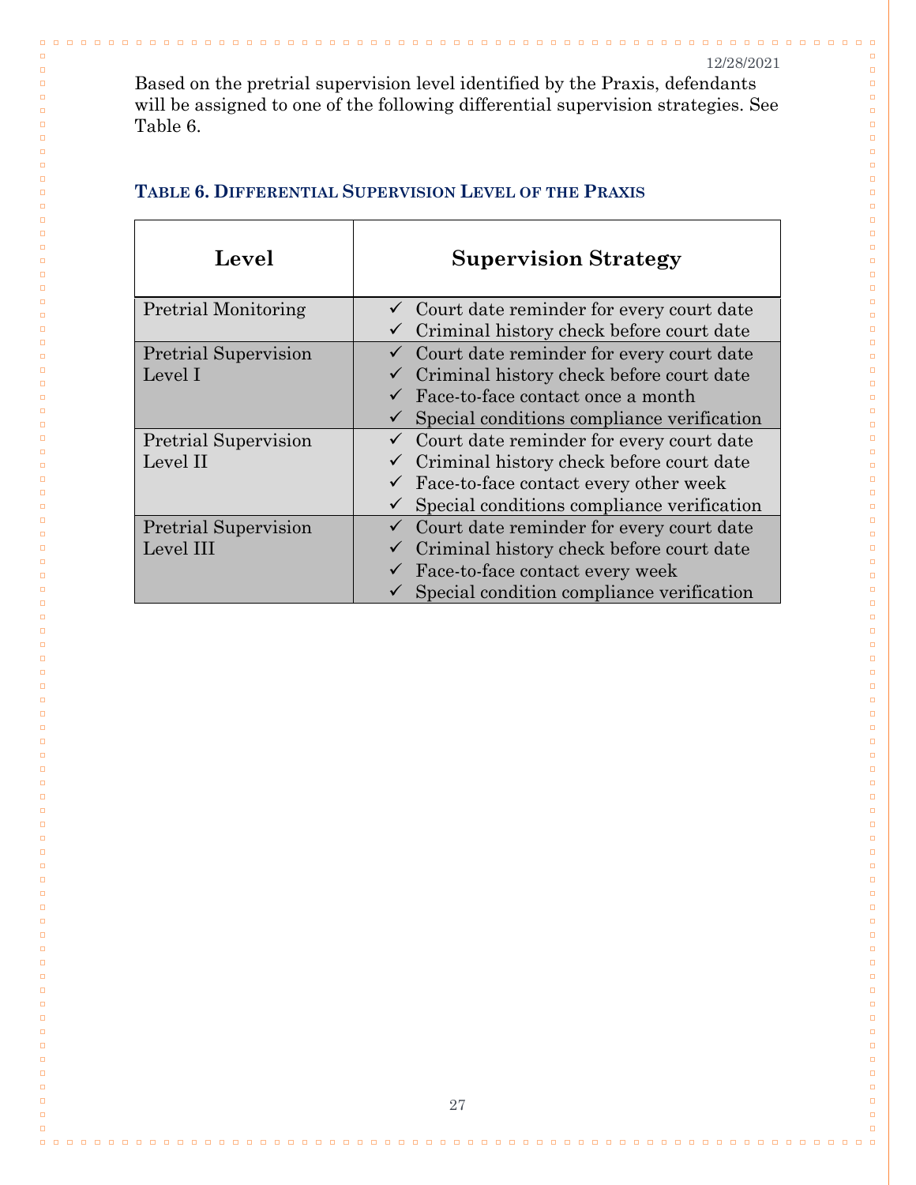Based on the pretrial supervision level identified by the Praxis, defendants will be assigned to one of the following differential supervision strategies. See Table 6.

### Table 6. Differential Supervision Level of the Praxis

| Level | Supervision Strategy |
|---|---|
| Pretrial Monitoring | ✓ Court date reminder for every court date<br>✓ Criminal history check before court date |
| Pretrial Supervision Level I | ✓ Court date reminder for every court date<br>✓ Criminal history check before court date<br>✓ Face-to-face contact once a month<br>✓ Special conditions compliance verification |
| Pretrial Supervision Level II | ✓ Court date reminder for every court date<br>✓ Criminal history check before court date<br>✓ Face-to-face contact every other week<br>✓ Special conditions compliance verification |
| Pretrial Supervision Level III | ✓ Court date reminder for every court date<br>✓ Criminal history check before court date<br>✓ Face-to-face contact every week<br>✓ Special condition compliance verification |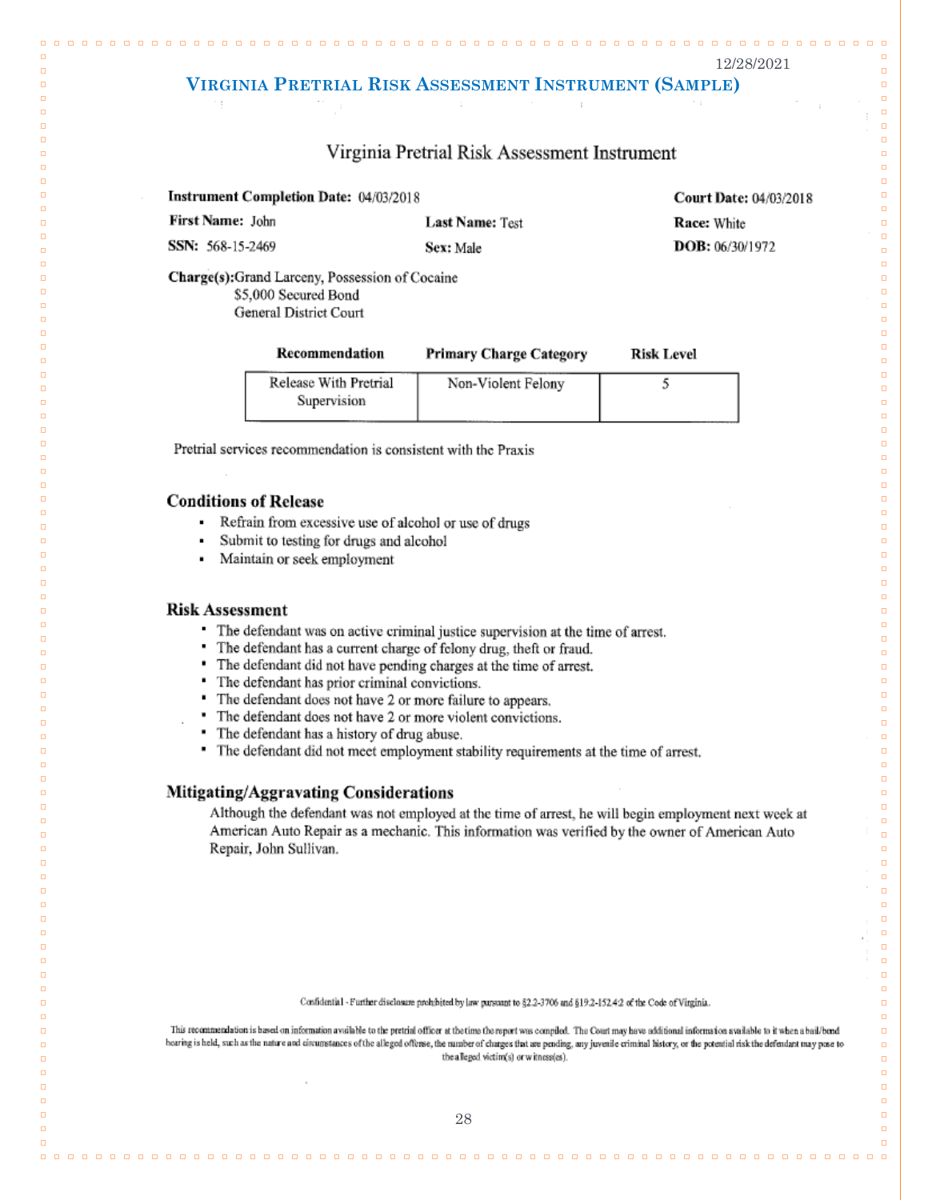12/28/2021

# Virginia Pretrial Risk Assessment Instrument (Sample)

## Virginia Pretrial Risk Assessment Instrument

**Instrument Completion Date:** 04/03/2018 **Court Date:** 04/03/2018

**First Name:** John **Last Name:** Test **Race:** White

**SSN:** 568-15-2469 **Sex:** Male **DOB:** 06/30/1972

**Charge(s):** Grand Larceny, Possession of Cocaine
$5,000 Secured Bond
General District Court

| Recommendation | Primary Charge Category | Risk Level |
| --- | --- | --- |
| Release With Pretrial Supervision | Non-Violent Felony | 5 |

Pretrial services recommendation is consistent with the Praxis

### Conditions of Release

- Refrain from excessive use of alcohol or use of drugs
- Submit to testing for drugs and alcohol
- Maintain or seek employment

### Risk Assessment

- The defendant was on active criminal justice supervision at the time of arrest.
- The defendant has a current charge of felony drug, theft or fraud.
- The defendant did not have pending charges at the time of arrest.
- The defendant has prior criminal convictions.
- The defendant does not have 2 or more failure to appears.
- The defendant does not have 2 or more violent convictions.
- The defendant has a history of drug abuse.
- The defendant did not meet employment stability requirements at the time of arrest.

### Mitigating/Aggravating Considerations

Although the defendant was not employed at the time of arrest, he will begin employment next week at American Auto Repair as a mechanic. This information was verified by the owner of American Auto Repair, John Sullivan.

Confidential - Further disclosure prohibited by law pursuant to §2.2-3706 and §19.2-152.4:2 of the Code of Virginia.

This recommendation is based on information available to the pretrial officer at the time the report was compiled. The Court may have additional information available to it when a bail/bond hearing is held, such as the nature and circumstances of the alleged offense, the number of charges that are pending, any juvenile criminal history, or the potential risk the defendant may pose to the alleged victim(s) or witness(es).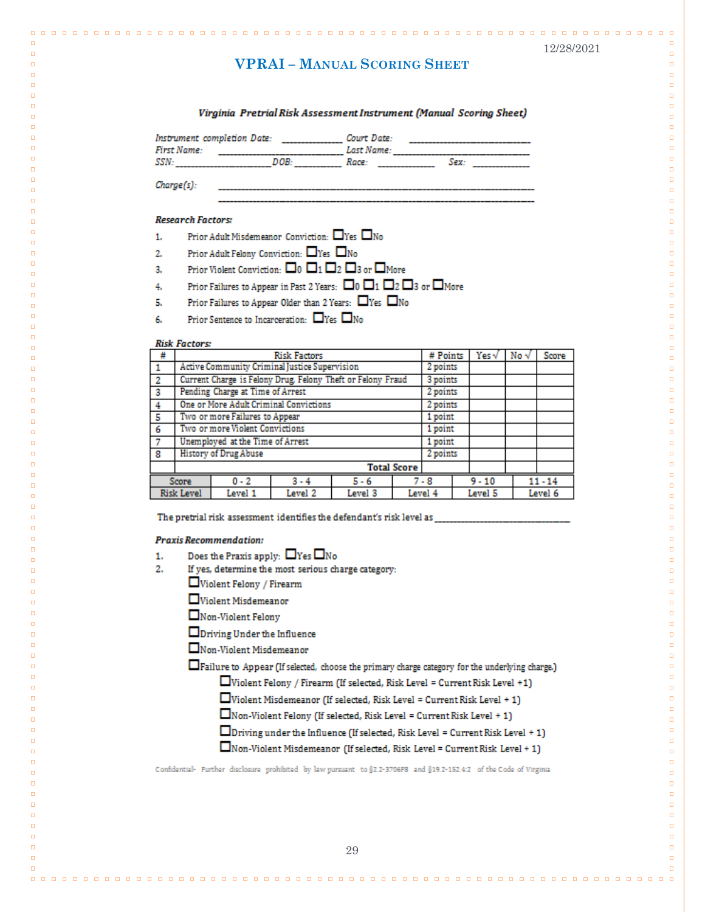12/28/2021

# VPRAI – Manual Scoring Sheet

***Virginia Pretrial Risk Assessment Instrument (Manual Scoring Sheet)***

*Instrument completion Date:* ____________ *Court Date:* ____________________________
*First Name:* ______________________________ *Last Name:* ____________________________
*SSN:* ____________________ *DOB:* __________ *Race:* ____________ *Sex:* ____________

*Charge(s):* ______________________________________________________________
______________________________________________________________

***Research Factors:***

1. Prior Adult Misdemeanor Conviction: ☐Yes ☐No
2. Prior Adult Felony Conviction: ☐Yes ☐No
3. Prior Violent Conviction: ☐0 ☐1 ☐2 ☐3 or ☐More
4. Prior Failures to Appear in Past 2 Years: ☐0 ☐1 ☐2 ☐3 or ☐More
5. Prior Failures to Appear Older than 2 Years: ☐Yes ☐No
6. Prior Sentence to Incarceration: ☐Yes ☐No

***Risk Factors:***

| # | Risk Factors | # Points | Yes √ | No √ | Score |
|---|---|---|---|---|---|
| 1 | Active Community Criminal Justice Supervision | 2 points | | | |
| 2 | Current Charge is Felony Drug, Felony Theft or Felony Fraud | 3 points | | | |
| 3 | Pending Charge at Time of Arrest | 2 points | | | |
| 4 | One or More Adult Criminal Convictions | 2 points | | | |
| 5 | Two or more Failures to Appear | 1 point | | | |
| 6 | Two or more Violent Convictions | 1 point | | | |
| 7 | Unemployed at the Time of Arrest | 1 point | | | |
| 8 | History of Drug Abuse | 2 points | | | |
| | **Total Score** | | | | |

| Score | 0 - 2 | 3 - 4 | 5 - 6 | 7 - 8 | 9 - 10 | 11 - 14 |
|---|---|---|---|---|---|---|
| Risk Level | Level 1 | Level 2 | Level 3 | Level 4 | Level 5 | Level 6 |

The pretrial risk assessment identifies the defendant's risk level as ______________________________

***Praxis Recommendation:***

1. Does the Praxis apply: ☐Yes ☐No
2. If yes, determine the most serious charge category:
   - ☐Violent Felony / Firearm
   - ☐Violent Misdemeanor
   - ☐Non-Violent Felony
   - ☐Driving Under the Influence
   - ☐Non-Violent Misdemeanor
   - ☐Failure to Appear (If selected, choose the primary charge category for the underlying charge.)
     - ☐Violent Felony / Firearm (If selected, Risk Level = Current Risk Level +1)
     - ☐Violent Misdemeanor (If selected, Risk Level = Current Risk Level + 1)
     - ☐Non-Violent Felony (If selected, Risk Level = Current Risk Level + 1)
     - ☐Driving under the Influence (If selected, Risk Level = Current Risk Level + 1)
     - ☐Non-Violent Misdemeanor (If selected, Risk Level = Current Risk Level + 1)

Confidential- Further disclosure prohibited by law pursuant to §2.2-3706F8 and §19.2-152.4:2 of the Code of Virginia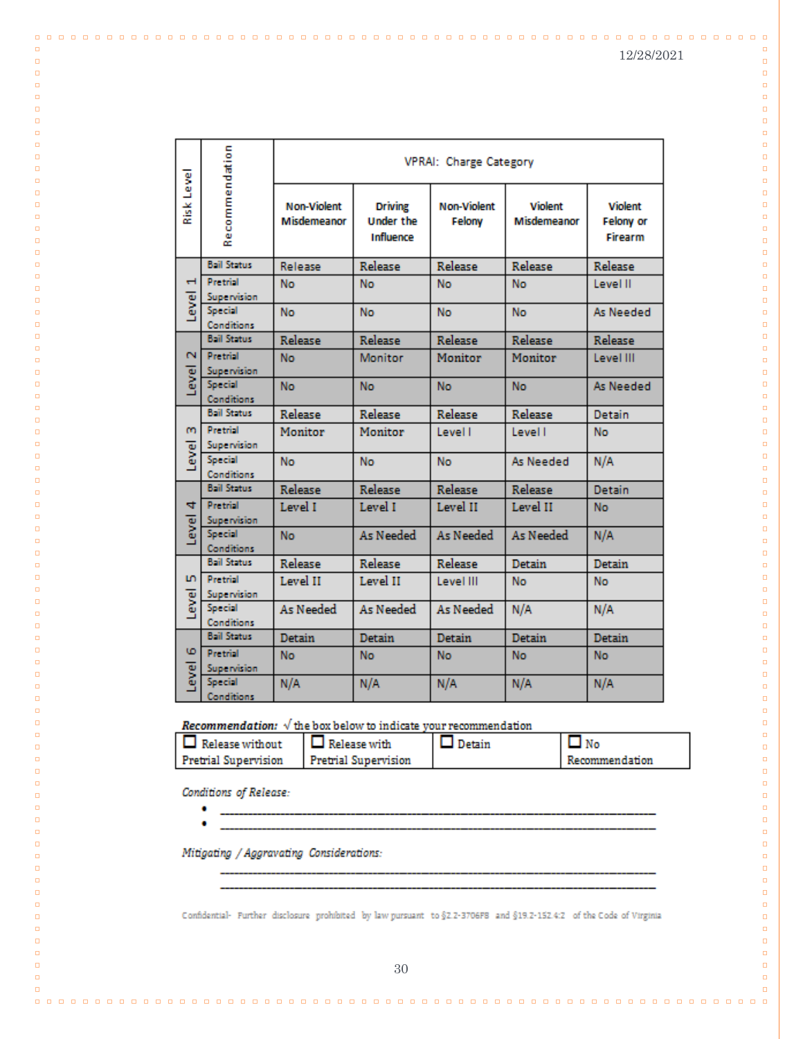12/28/2021

| Risk Level | Recommendation | VPRAI: Charge Category | | | | |
|---|---|---|---|---|---|---|
| | | Non-Violent Misdemeanor | Driving Under the Influence | Non-Violent Felony | Violent Misdemeanor | Violent Felony or Firearm |
| Level 1 | Bail Status | Release | Release | Release | Release | Release |
| | Pretrial Supervision | No | No | No | No | Level II |
| | Special Conditions | No | No | No | No | As Needed |
| Level 2 | Bail Status | Release | Release | Release | Release | Release |
| | Pretrial Supervision | No | Monitor | Monitor | Monitor | Level III |
| | Special Conditions | No | No | No | No | As Needed |
| Level 3 | Bail Status | Release | Release | Release | Release | Detain |
| | Pretrial Supervision | Monitor | Monitor | Level I | Level I | No |
| | Special Conditions | No | No | No | As Needed | N/A |
| Level 4 | Bail Status | Release | Release | Release | Release | Detain |
| | Pretrial Supervision | Level I | Level I | Level II | Level II | No |
| | Special Conditions | No | As Needed | As Needed | As Needed | N/A |
| Level 5 | Bail Status | Release | Release | Release | Detain | Detain |
| | Pretrial Supervision | Level II | Level II | Level III | No | No |
| | Special Conditions | As Needed | As Needed | As Needed | N/A | N/A |
| Level 6 | Bail Status | Detain | Detain | Detain | Detain | Detain |
| | Pretrial Supervision | No | No | No | No | No |
| | Special Conditions | N/A | N/A | N/A | N/A | N/A |

***Recommendation:*** √ the box below to indicate your recommendation

| | | | |
|---|---|---|---|
| ☐ Release without Pretrial Supervision | ☐ Release with Pretrial Supervision | ☐ Detain | ☐ No Recommendation |

*Conditions of Release:*

- \_\_\_\_\_\_\_\_\_\_\_\_\_\_\_\_\_\_\_\_\_\_\_\_\_\_\_\_\_\_\_\_\_\_\_\_\_\_\_\_\_\_\_\_\_\_\_\_\_\_\_\_\_\_\_\_\_\_\_\_
- \_\_\_\_\_\_\_\_\_\_\_\_\_\_\_\_\_\_\_\_\_\_\_\_\_\_\_\_\_\_\_\_\_\_\_\_\_\_\_\_\_\_\_\_\_\_\_\_\_\_\_\_\_\_\_\_\_\_\_\_

*Mitigating / Aggravating Considerations:*

\_\_\_\_\_\_\_\_\_\_\_\_\_\_\_\_\_\_\_\_\_\_\_\_\_\_\_\_\_\_\_\_\_\_\_\_\_\_\_\_\_\_\_\_\_\_\_\_\_\_\_\_\_\_\_\_\_\_\_\_

\_\_\_\_\_\_\_\_\_\_\_\_\_\_\_\_\_\_\_\_\_\_\_\_\_\_\_\_\_\_\_\_\_\_\_\_\_\_\_\_\_\_\_\_\_\_\_\_\_\_\_\_\_\_\_\_\_\_\_\_

Confidential- Further disclosure prohibited by law pursuant to §2.2-3706F8 and §19.2-152.4:2 of the Code of Virginia